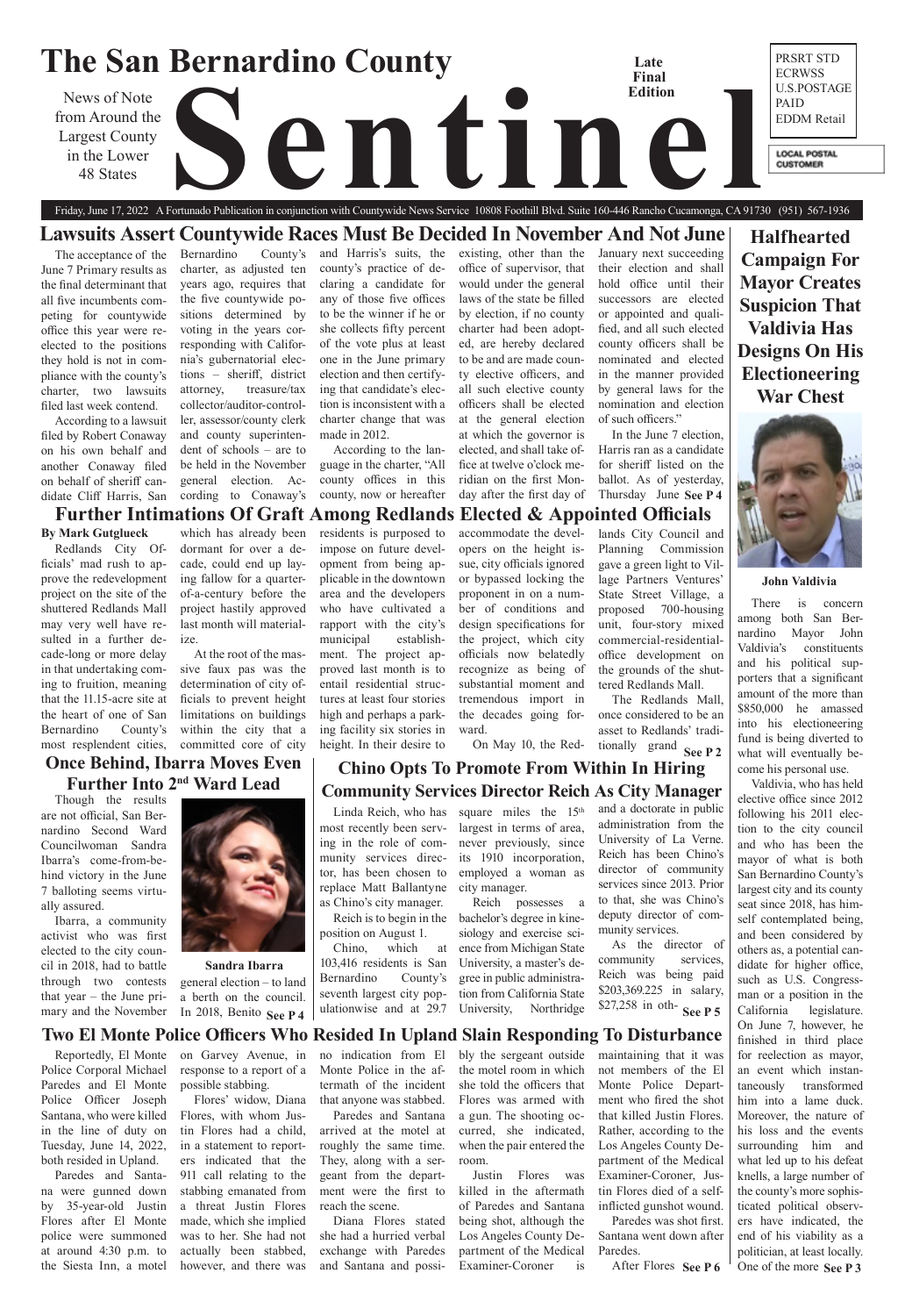# The San Bernardino County Sentinel

News of Note from Around the Largest County in the Lower 48 States

Late Final Edition

PRSRT STD ECRWSS U.S.POSTAGE PAID EDDM Retail

LOCAL POSTAL CUSTOMER

Friday, June 17, 2022 A Fortunado Publication in conjunction with Countywide News Service 10808 Foothill Blvd. Suite 160-446 Rancho Cucamonga, CA 91730 (951) 567-1936

## Lawsuits Assert Countywide Races Must Be Decided In November And Not June

The acceptance of the June 7 Primary results as the final determinant that all five incumbents competing for countywide office this year were re-elected to the positions they hold is not in compliance with the county's charter, two lawsuits filed last week contend.

According to a lawsuit filed by Robert Conaway on his own behalf and another Conaway filed on behalf of sheriff candidate Cliff Harris, San Bernardino County's charter, as adjusted ten years ago, requires that the five countywide positions determined by voting in the years corresponding with California's gubernatorial elections – sheriff, district attorney, treasurer/tax collector/auditor-controller, assessor/county clerk and county superintendent of schools – are to be held in the November general election. According to Conaway's and Harris's suits, the county's practice of declaring a candidate for any of those five offices to be the winner if he or she collects fifty percent of the vote plus at least one in the June primary election and then certifying that candidate's election is inconsistent with a charter change that was made in 2012.

According to the language in the charter, "All county offices in this county, now or hereafter existing, other than the office of supervisor, that would under the general laws of the state be filled by election, if no county charter had been adopted, are hereby declared to be and are made county elective officers, and all such elective county officers shall be elected at the general election at which the governor is elected, and shall take office at twelve o'clock meridian on the first Monday after the first day of January next succeeding their election and shall hold office until their successors are elected or appointed and qualified, and all such elected county officers shall be nominated and elected in the manner provided by general laws for the nomination and election of such officers."

In the June 7 election, Harris ran as a candidate for sheriff listed on the ballot. As of yesterday, Thursday June **See P 4**

## Further Intimations Of Graft Among Redlands Elected & Appointed Officials

**By Mark Gutglueck**

Redlands City Officials' mad rush to approve the redevelopment project on the site of the shuttered Redlands Mall may very well have resulted in a further decade-long or more delay in that undertaking coming to fruition, meaning that the 11.15-acre site at the heart of one of San Bernardino County's most resplendent cities, which has already been dormant for over a decade, could end up laying fallow for a quarter-of-a-century before the project hastily approved last month will materialize.

At the root of the massive faux pas was the determination of city officials to prevent height limitations on buildings within the city that a committed core of city residents is purposed to impose on future development from being applicable in the downtown area and the developers who have cultivated a rapport with the city's municipal establishment. The project approved last month is to entail residential structures at least four stories high and perhaps a parking facility six stories in height. In their desire to accommodate the developers on the height issue, city officials ignored or bypassed locking the proponent in on a number of conditions and design specifications for the project, which city officials now belatedly recognize as being of substantial moment and tremendous import in the decades going forward.

On May 10, the Redlands City Council and Planning Commission gave a green light to Village Partners Ventures' State Street Village, a proposed 700-housing unit, four-story mixed commercial-residential-office development on the grounds of the shuttered Redlands Mall.

The Redlands Mall, once considered to be an asset to Redlands' traditionally grand **See P 2**

## Once Behind, Ibarra Moves Even Further Into 2nd Ward Lead

Though the results are not official, San Bernardino Second Ward Councilwoman Sandra Ibarra's come-from-behind victory in the June 7 balloting seems virtually assured.

Ibarra, a community activist who was first elected to the city council in 2018, had to battle through two contests that year – the June primary and the November general election – to land a berth on the council. In 2018, Benito **See P 4**

Sandra Ibarra

## Chino Opts To Promote From Within In Hiring Community Services Director Reich As City Manager

Linda Reich, who has most recently been serving in the role of community services director, has been chosen to replace Matt Ballantyne as Chino's city manager.

Reich is to begin in the position on August 1.

Chino, which at 103,416 residents is San Bernardino County's seventh largest city populationwise and at 29.7 square miles the 15th largest in terms of area, never previously, since its 1910 incorporation, employed a woman as city manager.

Reich possesses a bachelor's degree in kinesiology and exercise science from Michigan State University, a master's degree in public administration from California State University, Northridge and a doctorate in public administration from the University of La Verne. Reich has been Chino's director of community services since 2013. Prior to that, she was Chino's deputy director of community services.

As the director of community services, Reich was being paid $203,369.225 in salary, $27,258 in oth- **See P 5**

## Halfhearted Campaign For Mayor Creates Suspicion That Valdivia Has Designs On His Electioneering War Chest

John Valdivia

There is concern among both San Bernardino Mayor John Valdivia's constituents and his political supporters that a significant amount of the more than $850,000 he amassed into his electioneering fund is being diverted to what will eventually become his personal use.

Valdivia, who has held elective office since 2012 following his 2011 election to the city council and who has been the mayor of what is both San Bernardino County's largest city and its county seat since 2018, has himself contemplated being, and been considered by others as, a potential candidate for higher office, such as U.S. Congressman or a position in the California legislature. On June 7, however, he finished in third place for reelection as mayor, an event which instantaneously transformed him into a lame duck. Moreover, the nature of his loss and the events surrounding him and what led up to his defeat knells, a large number of the county's more sophisticated political observers have indicated, the end of his viability as a politician, at least locally. One of the more **See P 3**

## Two El Monte Police Officers Who Resided In Upland Slain Responding To Disturbance

Reportedly, El Monte Police Corporal Michael Paredes and El Monte Police Officer Joseph Santana, who were killed in the line of duty on Tuesday, June 14, 2022, both resided in Upland.

Paredes and Santana were gunned down by 35-year-old Justin Flores after El Monte police were summoned at around 4:30 p.m. to the Siesta Inn, a motel on Garvey Avenue, in response to a report of a possible stabbing.

Flores' widow, Diana Flores, with whom Justin Flores had a child, in a statement to reporters indicated that the 911 call relating to the stabbing emanated from a threat Justin Flores made, which she implied was to her. She had not actually been stabbed, however, and there was no indication from El Monte Police in the aftermath of the incident that anyone was stabbed.

Paredes and Santana arrived at the motel at roughly the same time. They, along with a sergeant from the department were the first to reach the scene.

Diana Flores stated she had a hurried verbal exchange with Paredes and Santana and possibly the sergeant outside the motel room in which she told the officers that Flores was armed with a gun. The shooting occurred, she indicated, when the pair entered the room.

Justin Flores was killed in the aftermath of Paredes and Santana being shot, although the Los Angeles County Department of the Medical Examiner-Coroner is maintaining that it was not members of the El Monte Police Department who fired the shot that killed Justin Flores. Rather, according to the Los Angeles County Department of the Medical Examiner-Coroner, Justin Flores died of a self-inflicted gunshot wound.

Paredes was shot first. Santana went down after Paredes.

After Flores **See P 6**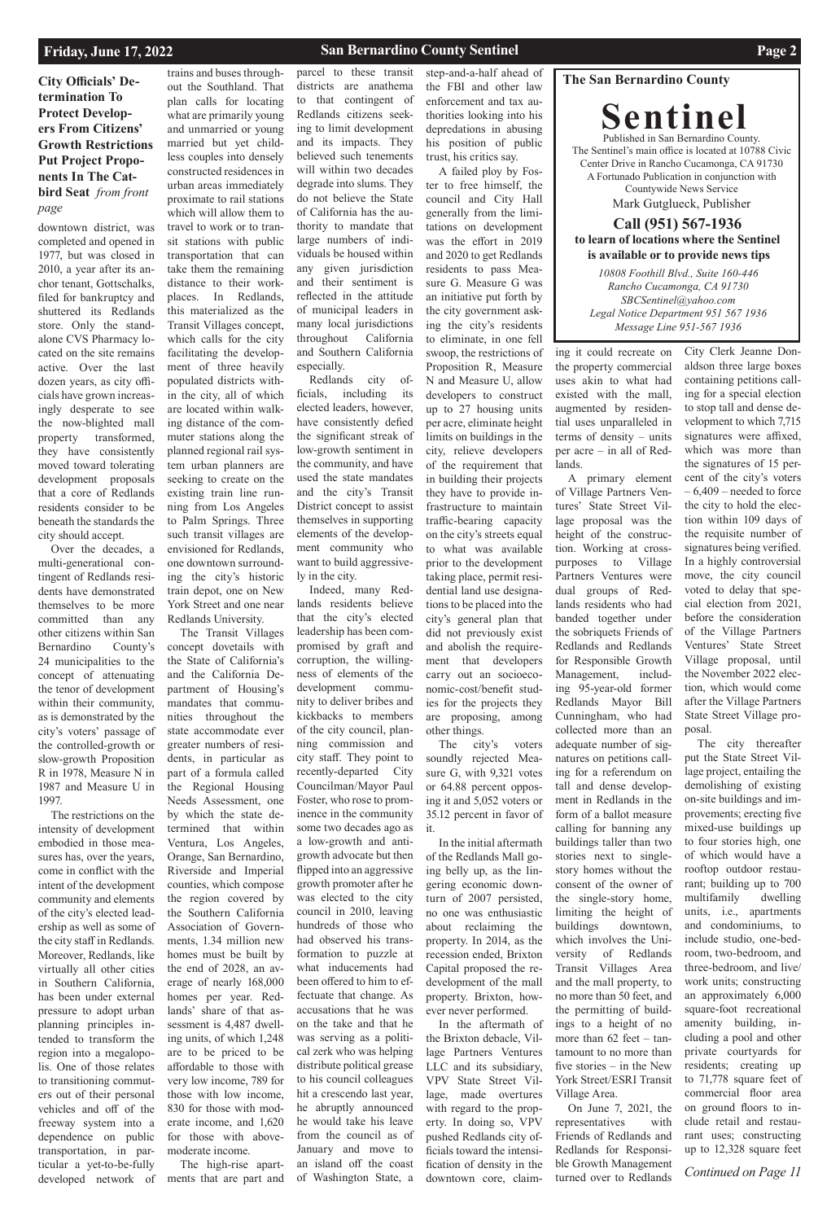### City Officials' Determination To Protect Developers From Citizens' Growth Restrictions Put Project Proponents In The Catbird Seat *from front page*

downtown district, was completed and opened in 1977, but was closed in 2010, a year after its anchor tenant, Gottschalks, filed for bankruptcy and shuttered its Redlands store. Only the standalone CVS Pharmacy located on the site remains active. Over the last dozen years, as city officials have grown increasingly desperate to see the now-blighted mall property transformed, they have consistently moved toward tolerating development proposals that a core of Redlands residents consider to be beneath the standards the city should accept.

Over the decades, a multi-generational contingent of Redlands residents have demonstrated themselves to be more committed than any other citizens within San Bernardino County's 24 municipalities to the concept of attenuating the tenor of development within their community, as is demonstrated by the city's voters' passage of the controlled-growth or slow-growth Proposition R in 1978, Measure N in 1987 and Measure U in 1997.

The restrictions on the intensity of development embodied in those measures has, over the years, come in conflict with the intent of the development community and elements of the city's elected leadership as well as some of the city staff in Redlands. Moreover, Redlands, like virtually all other cities in Southern California, has been under external pressure to adopt urban planning principles intended to transform the region into a megalopolis. One of those relates to transitioning commuters out of their personal vehicles and off of the freeway system into a dependence on public transportation, in particular a yet-to-be-fully developed network of trains and buses throughout the Southland. That plan calls for locating what are primarily young and unmarried or young married but yet childless couples into densely constructed residences in urban areas immediately proximate to rail stations which will allow them to travel to work or to transit stations with public transportation that can take them the remaining distance to their workplaces. In Redlands, this materialized as the Transit Villages concept, which calls for the city facilitating the development of three heavily populated districts within the city, all of which are located within walking distance of the commuter stations along the planned regional rail system urban planners are seeking to create on the existing train line running from Los Angeles to Palm Springs. Three such transit villages are envisioned for Redlands, one downtown surrounding the city's historic train depot, one on New York Street and one near Redlands University.

The Transit Villages concept dovetails with the State of California's and the California Department of Housing's mandates that communities throughout the state accommodate ever greater numbers of residents, in particular as part of a formula called the Regional Housing Needs Assessment, one by which the state determined that within Ventura, Los Angeles, Orange, San Bernardino, Riverside and Imperial counties, which compose the region covered by the Southern California Association of Governments, 1.34 million new homes must be built by the end of 2028, an average of nearly 168,000 homes per year. Redlands' share of that assessment is 4,487 dwelling units, of which 1,248 are to be priced to be affordable to those with very low income, 789 for those with low income, 830 for those with moderate income, and 1,620 for those with above-moderate income.

The high-rise apartments that are part and parcel to these transit districts are anathema to that contingent of Redlands citizens seeking to limit development and its impacts. They believed such tenements will within two decades degrade into slums. They do not believe the State of California has the authority to mandate that large numbers of individuals be housed within any given jurisdiction and their sentiment is reflected in the attitude of municipal leaders in many local jurisdictions throughout California and Southern California especially.

Redlands city officials, including its elected leaders, however, have consistently defied the significant streak of low-growth sentiment in the community, and have used the state mandates and the city's Transit District concept to assist themselves in supporting elements of the development community who want to build aggressively in the city.

Indeed, many Redlands residents believe that the city's elected leadership has been compromised by graft and corruption, the willingness of elements of the development community to deliver bribes and kickbacks to members of the city council, planning commission and city staff. They point to recently-departed City Councilman/Mayor Paul Foster, who rose to prominence in the community some two decades ago as a low-growth and anti-growth advocate but then flipped into an aggressive growth promoter after he was elected to the city council in 2010, leaving hundreds of those who had observed his transformation to puzzle at what inducements had been offered to him to effectuate that change. As accusations that he was on the take and that he was serving as a political zerk who was helping distribute political grease to his council colleagues hit a crescendo last year, he abruptly announced he would take his leave from the council as of January and move to an island off the coast of Washington State, a step-and-a-half ahead of the FBI and other law enforcement and tax authorities looking into his depredations in abusing his position of public trust, his critics say.

A failed ploy by Foster to free himself, the council and City Hall generally from the limitations on development was the effort in 2019 and 2020 to get Redlands residents to pass Measure G. Measure G was an initiative put forth by the city government asking the city's residents to eliminate, in one fell swoop, the restrictions of Proposition R, Measure N and Measure U, allow developers to construct up to 27 housing units per acre, eliminate height limits on buildings in the city, relieve developers of the requirement that in building their projects they have to provide infrastructure to maintain traffic-bearing capacity on the city's streets equal to what was available prior to the development taking place, permit residential land use designations to be placed into the city's general plan that did not previously exist and abolish the requirement that developers carry out an socioeconomic-cost/benefit studies for the projects they are proposing, among other things.

The city's voters soundly rejected Measure G, with 9,321 votes or 64.88 percent opposing it and 5,052 voters or 35.12 percent in favor of it.

In the initial aftermath of the Redlands Mall going belly up, as the lingering economic downturn of 2007 persisted, no one was enthusiastic about reclaiming the property. In 2014, as the recession ended, Brixton Capital proposed the redevelopment of the mall property. Brixton, however never performed.

In the aftermath of the Brixton debacle, Village Partners Ventures LLC and its subsidiary, VPV State Street Village, made overtures with regard to the property. In doing so, VPV pushed Redlands city officials toward the intensification of density in the downtown core, claiming it could recreate on the property commercial uses akin to what had existed with the mall, augmented by residential uses unparalleled in terms of density – units per acre – in all of Redlands.

A primary element of Village Partners Ventures' State Street Village proposal was the height of the construction. Working at cross-purposes to Village Partners Ventures were dual groups of Redlands residents who had banded together under the sobriquets Friends of Redlands and Redlands for Responsible Growth Management, including 95-year-old former Redlands Mayor Bill Cunningham, who had collected more than an adequate number of signatures on petitions calling for a referendum on tall and dense development in Redlands in the form of a ballot measure calling for banning any buildings taller than two stories next to single-story homes without the consent of the owner of the single-story home, limiting the height of buildings downtown, which involves the University of Redlands Transit Villages Area and the mall property, to no more than 50 feet, and the permitting of buildings to a height of no more than 62 feet – tantamount to no more than five stories – in the New York Street/ESRI Transit Village Area.

On June 7, 2021, the representatives with Friends of Redlands and Redlands for Responsible Growth Management turned over to Redlands City Clerk Jeanne Donaldson three large boxes containing petitions calling for a special election to stop tall and dense development to which 7,715 signatures were affixed, which was more than the signatures of 15 percent of the city's voters – 6,409 – needed to force the city to hold the election within 109 days of the requisite number of signatures being verified. In a highly controversial move, the city council voted to delay that special election from 2021, before the consideration of the Village Partners Ventures' State Street Village proposal, until the November 2022 election, which would come after the Village Partners State Street Village proposal.

The city thereafter put the State Street Village project, entailing the demolishing of existing on-site buildings and improvements; erecting five mixed-use buildings up to four stories high, one of which would have a rooftop outdoor restaurant; building up to 700 multifamily dwelling units, i.e., apartments and condominiums, to include studio, one-bedroom, two-bedroom, and three-bedroom, and live/work units; constructing an approximately 6,000 square-foot recreational amenity building, including a pool and other private courtyards for residents; creating up to 71,778 square feet of commercial floor area on ground floors to include retail and restaurant uses; constructing up to 12,328 square feet

*Continued on Page 11*

---

**The San Bernardino County**

# Sentinel

Published in San Bernardino County.
The Sentinel's main office is located at 10788 Civic Center Drive in Rancho Cucamonga, CA 91730
A Fortunado Publication in conjunction with Countywide News Service
Mark Gutglueck, Publisher

**Call (951) 567-1936**
**to learn of locations where the Sentinel is available or to provide news tips**

*10808 Foothill Blvd., Suite 160-446*
*Rancho Cucamonga, CA 91730*
*SBCSentinel@yahoo.com*
*Legal Notice Department 951 567 1936*
*Message Line 951-567 1936*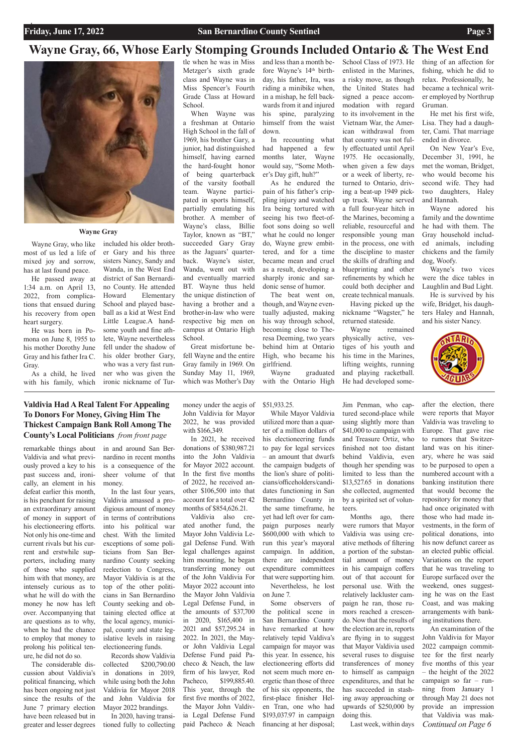# Wayne Gray, 66, Whose Early Stomping Grounds Included Ontario & The West End

Wayne Gray

Wayne Gray, who like most of us led a life of mixed joy and sorrow, has at last found peace.

He passed away at 1:34 a.m. on April 13, 2022, from complications that ensued during his recovery from open heart surgery.

He was born in Pomona on June 8, 1955 to his mother Dorothy June Gray and his father Ira C. Gray.

As a child, he lived with his family, which included his older brother Gary and his three sisters Nancy, Sandy and Wanda, in the West End district of San Bernardino County. He attended Howard Elementary School and played baseball as a kid at West End Little League.A handsome youth and fine athlete, Wayne nevertheless fell under the shadow of his older brother Gary, who was a very fast runner who was given the ironic nickname of Turtle when he was in Miss Metzger's sixth grade class and Wayne was in Miss Spencer's Fourth Grade Class at Howard School.

When Wayne was a freshman at Ontario High School in the fall of 1969, his brother Gary, a junior, had distinguished himself, having earned the hard-fought honor of being quarterback of the varsity football team. Wayne participated in sports himself, partially emulating his brother. A member of Wayne's class, Billie Taylor, known as "BT," succeeded Gary Gray as the Jaguars' quarterback. Wayne's sister, Wanda, went out with and eventually married BT. Wayne thus held the unique distinction of having a brother and a brother-in-law who were respective big men on campus at Ontario High School.

Great misfortune befell Wayne and the entire Gray family in 1969. On Sunday May 11, 1969, which was Mother's Day and less than a month before Wayne's 14th birthday, his father, Ira, was riding a minibike when, in a mishap, he fell backwards from it and injured his spine, paralyzing himself from the waist down.

In recounting what had happened a few months later, Wayne would say, "Some Mother's Day gift, huh?"

As he endured the pain of his father's crippling injury and watched Ira being tortured with seeing his two fleet-of-foot sons doing so well what he could no longer do, Wayne grew embittered, and for a time became mean and cruel as a result, developing a sharply ironic and sardonic sense of humor.

The beat went on, though, and Wayne eventually adjusted, making his way through school, becoming close to Theresa Deeming, two years behind him at Ontario High, who became his girlfriend.

Wayne graduated with the Ontario High School Class of 1973. He enlisted in the Marines, a risky move, as though the United States had signed a peace accommodation with regard to its involvement in the Vietnam War, the American withdrawal from that country was not fully effectuated until April 1975. He occasionally, when given a few days or a week of liberty, returned to Ontario, driving a beat-up 1949 pickup truck. Wayne served a full four-year hitch in the Marines, becoming a reliable, resourceful and responsible young man in the process, one with the discipline to master the skills of drafting and blueprinting and other refinements by which he could both decipher and create technical manuals.

Having picked up the nickname "Wagster," he returned stateside.

Wayne remained physically active, vestiges of his youth and his time in the Marines, lifting weights, running and playing racketball. He had developed something of an affection for fishing, which he did to relax. Professionally, he became a technical writer employed by Northrup Gruman.

He met his first wife, Lisa. They had a daughter, Cami. That marriage ended in divorce.

On New Year's Eve, December 31, 1991, he met the woman, Bridget, who would become his second wife. They had two daughters, Haley and Hannah.

Wayne adored his family and the downtime he had with them. The Gray household included animals, including chickens and the family dog, Woofy.

Wayne's two vices were the dice tables in Laughlin and Bud Light.

He is survived by his wife, Bridget, his daughters Haley and Hannah, and his sister Nancy.

## Valdivia Had A Real Talent For Appealing To Donors For Money, Giving Him The Thickest Campaign Bank Roll Among The County's Local Politicians *from front page*

remarkable things about Valdivia and what previously proved a key to his past success and, ironically, an element in his defeat earlier this month, is his penchant for raising an extraordinary amount of money in support of his electioneering efforts. Not only his one-time and current rivals but his current and erstwhile supporters, including many of those who supplied him with that money, are intensely curious as to what he will do with the money he now has left over. Accompanying that are questions as to why, when he had the chance to employ that money to prolong his political tenure, he did not do so.

The considerable discussion about Valdivia's political financing, which has been ongoing not just since the results of the June 7 primary election have been released but in greater and lesser degrees in and around San Bernardino in recent months is a consequence of the sheer volume of that money.

In the last four years, Valdivia amassed a prodigious amount of money in terms of contributions into his political war chest. With the limited exceptions of some politicians from San Bernardino County seeking reelection to Congress, Mayor Valdivia is at the top of the other politicians in San Bernardino County seeking and obtaining elected office at the local agency, municipal, county and state legislative levels in raising electioneering funds.

Records show Valdivia collected $200,790.00 in donations in 2019, while using both the John Valdivia for Mayor 2018 and John Valdivia for Mayor 2022 brandings.

In 2020, having transitioned fully to collecting money under the aegis of John Valdivia for Mayor 2022, he was provided with $166,349.

In 2021, he received donations of $380,987.21 into the John Valdivia for Mayor 2022 account. In the first five months of 2022, he received another $106,500 into that account for a total over 42 months of $854,626.21.

Valdivia also created another fund, the Mayor John Valdivia Legal Defense Fund. With legal challenges against him mounting, he began transferring money out of the John Valdivia For Mayor 2022 account into the Mayor John Valdivia Legal Defense Fund, in the amounts of $37,700 in 2020, $165,400 in 2021 and $57,295.24 in 2022. In 2021, the Mayor John Valdivia Legal Defense Fund paid Pacheco & Neach, the law firm of his lawyer, Rod Pacheco, $199,885.40. This year, through the first five months of 2022, the Mayor John Valdivia Legal Defense Fund paid Pacheco & Neach $51,933.25.

While Mayor Valdivia utilized more than a quarter of a million dollars of his electioneering funds to pay for legal services – an amount that dwarfs the campaign budgets of the lion's share of politicians/officeholders/candidates functioning in San Bernardino County in the same timeframe, he yet had left over for campaign purposes nearly $600,000 with which to run this year's mayoral campaign. In addition, there are independent expenditure committees that were supporting him.

Nevertheless, he lost on June 7.

Some observers of the political scene in San Bernardino County have remarked at how relatively tepid Valdiva's campaign for mayor was this year. In essence, his electioneering efforts did not seem much more energetic than those of three of his six opponents, the first-place finisher Helen Tran, one who had $193,037.97 in campaign financing at her disposal; Jim Penman, who captured second-place while using slightly more than $41,000 to campaign with and Treasure Ortiz, who finished not too distant behind Valdivia, even though her spending was limited to less than the $13,527.65 in donations she collected, augmented by a spirited set of volunteers.

Months ago, there were rumors that Mayor Valdivia was using creative methods of filtering a portion of the substantial amount of money in his campaign coffers out of that account for personal use. With the relatively lackluster campaign he ran, those rumors reached a crescendo. Now that the results of the election are in, reports are flying in to suggest that Mayor Valdivia used several ruses to disguise transferences of money to himself as campaign expenditures, and that he has succeeded in stashing away approaching or upwards of $250,000 by doing this.

Last week, within days after the election, there were reports that Mayor Valdivia was traveling to Europe. That gave rise to rumors that Switzerland was on his itinerary, where he was said to be purposed to open a numbered account with a banking institution there that would become the repository for money that had once originated with those who had made investments, in the form of political donations, into his now defunct career as an elected public official. Variations on the report that he was traveling to Europe surfaced over the weekend, ones suggesting he was on the East Coast, and was making arrangements with banking institutions there.

An examination of the John Valdivia for Mayor 2022 campaign committee for the first nearly five months of this year – the height of the 2022 campaign so far – running from January 1 through May 21 does not provide an impression that Valdivia was mak-

*Continued on Page 6*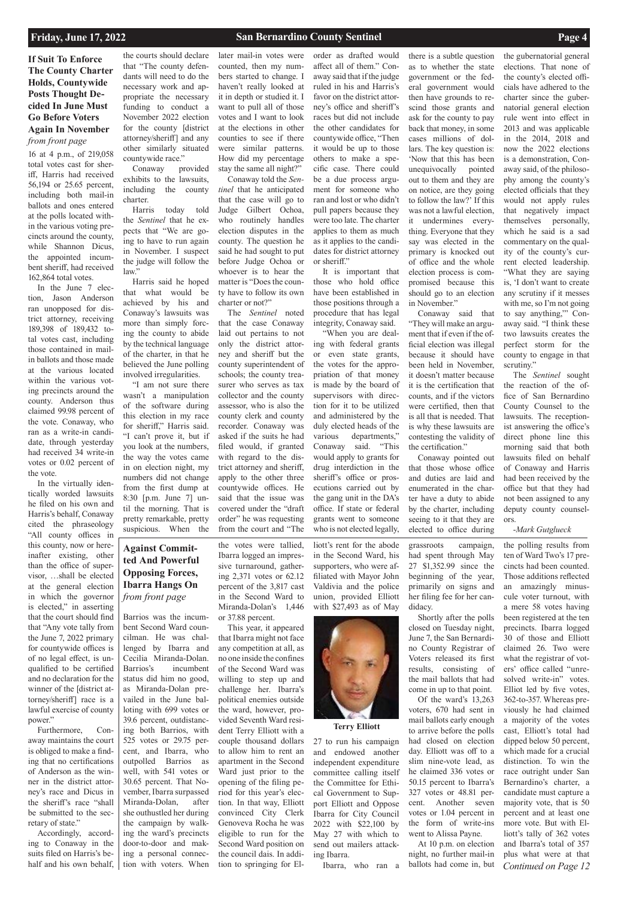## If Suit To Enforce The County Charter Holds, Countywide Posts Thought Decided In June Must Go Before Voters Again In November

*from front page*

16 at 4 p.m., of 219,058 total votes cast for sheriff, Harris had received 56,194 or 25.65 percent, including both mail-in ballots and ones entered at the polls located within the various voting precincts around the county, while Shannon Dicus, the appointed incumbent sheriff, had received 162,864 total votes.

In the June 7 election, Jason Anderson ran unopposed for district attorney, receiving 189,398 of 189,432 total votes cast, including those contained in mail-in ballots and those made at the various located within the various voting precincts around the county. Anderson thus claimed 99.98 percent of the vote. Conaway, who ran as a write-in candidate, through yesterday had received 34 write-in votes or 0.02 percent of the vote.

In the virtually identically worded lawsuits he filed on his own and Harris's behalf, Conaway cited the phraseology "All county offices in this county, now or hereinafter existing, other than the office of supervisor, …shall be elected at the general election in which the governor is elected," in asserting that the court should find that "Any vote tally from the June 7, 2022 primary for countywide offices is of no legal effect, is unqualified to be certified and no declaration for the winner of the [district attorney/sheriff] race is a lawful exercise of county power."

Furthermore, Conaway maintains the court is obliged to make a finding that no certifications of Anderson as the winner in the district attorney's race and Dicus in the sheriff's race "shall be submitted to the secretary of state."

Accordingly, according to Conaway in the suits filed on Harris's behalf and his own behalf, the courts should declare that "The county defendants will need to do the necessary work and appropriate the necessary funding to conduct a November 2022 election for the county [district attorney/sheriff] and any other similarly situated countywide race."

Conaway provided exhibits to the lawsuits, including the county charter.

Harris today told the *Sentinel* that he expects that "We are going to have to run again in November. I suspect the judge will follow the law."

Harris said he hoped that what would be achieved by his and Conaway's lawsuits was more than simply forcing the county to abide by the technical language of the charter, in that he believed the June polling involved irregularities.

"I am not sure there wasn't a manipulation of the software during this election in my race for sheriff," Harris said. "I can't prove it, but if you look at the numbers, the way the votes came in on election night, my numbers did not change from the first dump at 8:30 [p.m. June 7] until the morning. That is pretty remarkable, pretty suspicious. When the later mail-in votes were counted, then my numbers started to change. I haven't really looked at it in depth or studied it. I want to pull all of those votes and I want to look at the elections in other counties to see if there were similar patterns. How did my percentage stay the same all night?"

Conaway told the *Sentinel* that he anticipated that the case will go to Judge Gilbert Ochoa, who routinely handles election disputes in the county. The question he said he had sought to put before Judge Ochoa or whoever is to hear the matter is "Does the county have to follow its own charter or not?"

The *Sentinel* noted that the case Conaway laid out pertains to not only the district attorney and sheriff but the county superintendent of schools; the county treasurer who serves as tax collector and the county assessor, who is also the county clerk and county recorder. Conaway was asked if the suits he had filed would, if granted with regard to the district attorney and sheriff, apply to the other three countywide offices. He said that the issue was covered under the "draft order" he was requesting from the court and "The order as drafted would affect all of them." Conaway said that if the judge ruled in his and Harris's favor on the district attorney's office and sheriff's races but did not include the other candidates for countywide office, "Then it would be up to those others to make a specific case. There could be a due process argument for someone who ran and lost or who didn't pull papers because they were too late. The charter applies to them as much as it applies to the candidates for district attorney or sheriff."

It is important that those who hold office have been established in those positions through a procedure that has legal integrity, Conaway said.

"When you are dealing with federal grants or even state grants, the votes for the appropriation of that money is made by the board of supervisors with direction for it to be utilized and administered by the duly elected heads of the various departments," Conaway said. "This would apply to grants for drug interdiction in the sheriff's office or prosecutions carried out by the gang unit in the DA's office. If state or federal grants went to someone who is not elected legally, there is a subtle question as to whether the state government or the federal government would then have grounds to rescind those grants and ask for the county to pay back that money, in some cases millions of dollars. The key question is: 'Now that this has been unequivocally pointed out to them and they are on notice, are they going to follow the law?' If this was not a lawful election, it undermines everything. Everyone that they say was elected in the primary is knocked out of office and the whole election process is compromised because this should go to an election in November."

Conaway said that "They will make an argument that if even if the official election was illegal because it should have been held in November, it doesn't matter because it is the certification that counts, and if the victors were certified, then that is all that is needed. That is why these lawsuits are contesting the validity of the certification."

Conaway pointed out that those whose office and duties are laid and enumerated in the charter have a duty to abide by the charter, including seeing to it that they are elected to office during the gubernatorial general elections. That none of the county's elected officials have adhered to the charter since the gubernatorial general election rule went into effect in 2013 and was applicable in the 2014, 2018 and now the 2022 elections is a demonstration, Conaway said, of the philosophy among the county's elected officials that they would not apply rules that negatively impact themselves personally, which he said is a sad commentary on the quality of the county's current elected leadership. "What they are saying is, 'I don't want to create any scrutiny if it messes with me, so I'm not going to say anything,'" Conaway said. "I think these two lawsuits creates the perfect storm for the county to engage in that scrutiny."

The *Sentinel* sought the reaction of the office of San Bernardino County Counsel to the lawsuits. The receptionist answering the office's direct phone line this morning said that both lawsuits filed on behalf of Conaway and Harris had been received by the office but that they had not been assigned to any deputy county counselors.

*-Mark Gutglueck*

## Against Committed And Powerful Opposing Forces, Ibarra Hangs On

*from front page*

Barrios was the incumbent Second Ward councilman. He was challenged by Ibarra and Cecilia Miranda-Dolan. Barrios's incumbent status did him no good, as Miranda-Dolan prevailed in the June balloting with 699 votes or 39.6 percent, outdistancing both Barrios, with 525 votes or 29.75 percent, and Ibarra, who outpolled Barrios as well, with 541 votes or 30.65 percent. That November, Ibarra surpassed Miranda-Dolan, after she outhustled her during the campaign by walking the ward's precincts door-to-door and making a personal connection with voters. When the votes were tallied, Ibarra logged an impressive turnaround, gathering 2,371 votes or 62.12 percent of the 3,817 cast in the Second Ward to Miranda-Dolan's 1,446 or 37.88 percent.

This year, it appeared that Ibarra might not face any competition at all, as no one inside the confines of the Second Ward was willing to step up and challenge her. Ibarra's political enemies outside the ward, however, provided Seventh Ward resident Terry Elliott with a couple thousand dollars to allow him to rent an apartment in the Second Ward just prior to the opening of the filing period for this year's election. In that way, Elliott convinced City Clerk Genoveva Rocha he was eligible to run for the Second Ward position on the council dais. In addition to springing for Elliott's rent for the abode in the Second Ward, his supporters, who were affiliated with Mayor John Valdivia and the police union, provided Elliott with $27,493 as of May 27 to run his campaign and endowed another independent expenditure committee calling itself the Committee for Ethical Government to Support Elliott and Oppose Ibarra for City Council 2022 with $22,100 by May 27 with which to send out mailers attacking Ibarra.

**Terry Elliott**

Ibarra, who ran a grassroots campaign, had spent through May 27 $1,352.99 since the beginning of the year, primarily on signs and her filing fee for her candidacy.

Shortly after the polls closed on Tuesday night, June 7, the San Bernardino County Registrar of Voters released its first results, consisting of the mail ballots that had come in up to that point.

Of the ward's 13,263 voters, 670 had sent in mail ballots early enough to arrive before the polls had closed on election day. Elliott was off to a slim nine-vote lead, as he claimed 336 votes or 50.15 percent to Ibarra's 327 votes or 48.81 percent. Another seven votes or 1.04 percent in the form of write-ins went to Alissa Payne.

At 10 p.m. on election night, no further mail-in ballots had come in, but the polling results from ten of Ward Two's 17 precincts had been counted. Those additions reflected an amazingly minuscule voter turnout, with a mere 58 votes having been registered at the ten precincts. Ibarra logged 30 of those and Elliott claimed 26. Two were what the registrar of voters' office called "unresolved write-in" votes. Elliot led by five votes, 362-to-357. Whereas previously he had claimed a majority of the votes cast, Elliott's total had dipped below 50 percent, which made for a crucial distinction. To win the race outright under San Bernardino's charter, a candidate must capture a majority vote, that is 50 percent and at least one more vote. But with Elliott's tally of 362 votes and Ibarra's total of 357 plus what were at that

*Continued on Page 12*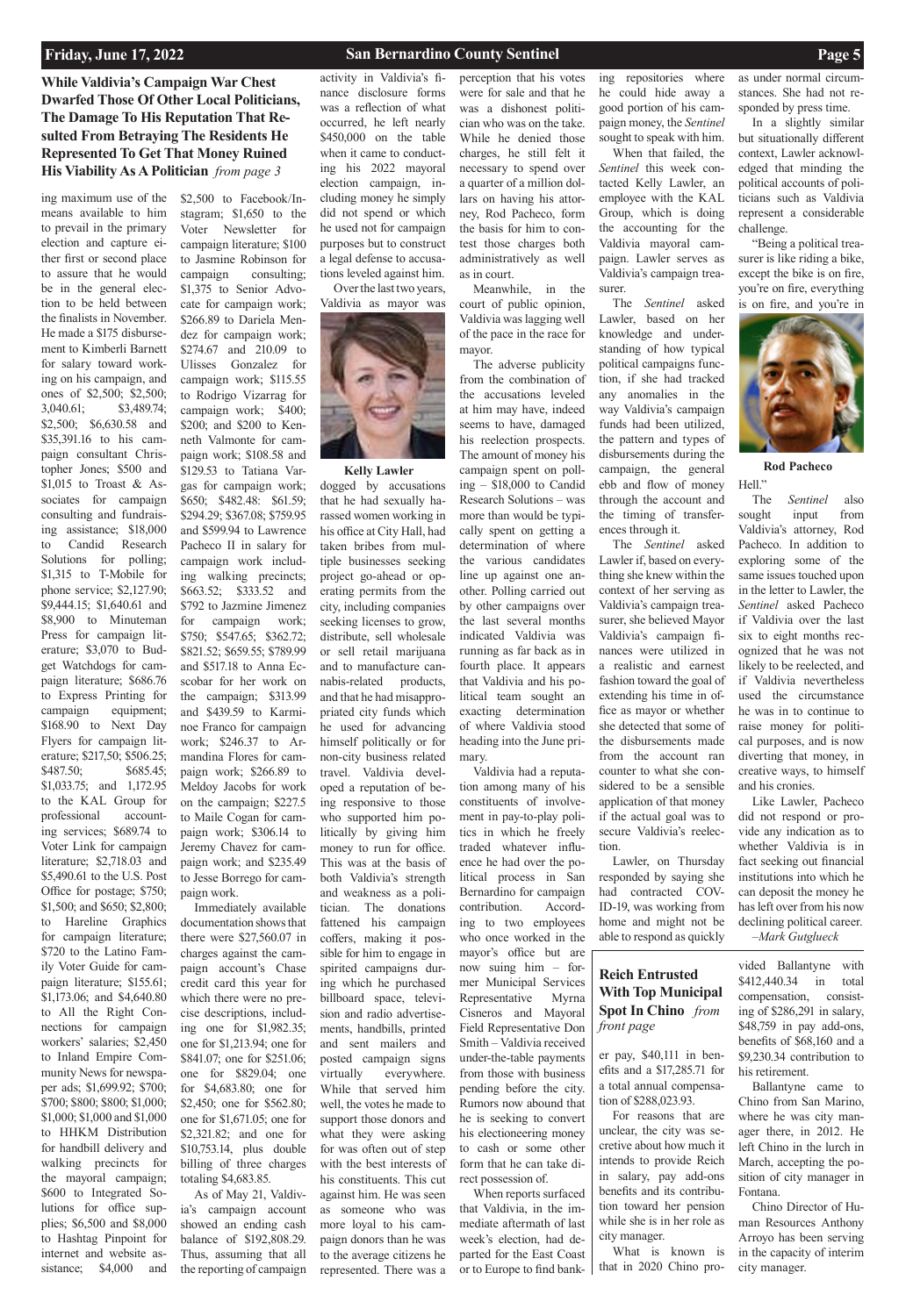## While Valdivia's Campaign War Chest Dwarfed Those Of Other Local Politicians, The Damage To His Reputation That Resulted From Betraying The Residents He Represented To Get That Money Ruined His Viability As A Politician *from page 3*

ing maximum use of the means available to him to prevail in the primary election and capture either first or second place to assure that he would be in the general election to be held between the finalists in November. He made a $175 disbursement to Kimberli Barnett for salary toward working on his campaign, and ones of $2,500; $2,500; 3,040.61; $3,489.74; $2,500; $6,630.58 and $35,391.16 to his campaign consultant Christopher Jones; $500 and $1,015 to Troast & Associates for campaign consulting and fundraising assistance; $18,000 to Candid Research Solutions for polling; $1,315 to T-Mobile for phone service; $2,127.90; $9,444.15; $1,640.61 and $8,900 to Minuteman Press for campaign literature; $3,070 to Budget Watchdogs for campaign literature; $686.76 to Express Printing for campaign equipment; $168.90 to Next Day Flyers for campaign literature; $217,50; $506.25; $487.50; $685.45; $1,033.75; and 1,172.95 to the KAL Group for professional accounting services; $689.74 to Voter Link for campaign literature; $2,718.03 and $5,490.61 to the U.S. Post Office for postage; $750; $1,500; and $650; $2,800; to Hareline Graphics for campaign literature; $720 to the Latino Family Voter Guide for campaign literature; $155.61; $1,173.06; and $4,640.80 to All the Right Connections for campaign workers' salaries; $2,450 to Inland Empire Community News for newspaper ads; $1,699.92; $700; $700; $800; $800; $1,000; $1,000; $1,000 and $1,000 to HHKM Distribution for handbill delivery and walking precincts for the mayoral campaign; $600 to Integrated Solutions for office supplies; $6,500 and $8,000 to Hashtag Pinpoint for internet and website assistance; $4,000 and $2,500 to Facebook/Instagram; $1,650 to the Voter Newsletter for campaign literature; $100 to Jasmine Robinson for campaign consulting; $1,375 to Senior Advocate for campaign work; $266.89 to Dariela Mendez for campaign work; $274.67 and 210.09 to Ulisses Gonzalez for campaign work; $115.55 to Rodrigo Vizarrag for campaign work; $400; $200; and $200 to Kenneth Valmonte for campaign work; $108.58 and $129.53 to Tatiana Vargas for campaign work; $650; $482.48: $61.59; $294.29; $367.08; $759.95 and $599.94 to Lawrence Pacheco II in salary for campaign work including walking precincts; $663.52; $333.52 and $792 to Jazmine Jimenez for campaign work; $750; $547.65; $362.72; $821.52; $659.55; $789.99 and $517.18 to Anna Escobar for her work on the campaign; $313.99 and $439.59 to Karminoe Franco for campaign work; $246.37 to Armandina Flores for campaign work; $266.89 to Meldoy Jacobs for work on the campaign; $227.5 to Maile Cogan for campaign work; $306.14 to Jeremy Chavez for campaign work; and $235.49 to Jesse Borrego for campaign work.

Immediately available documentation shows that there were $27,560.07 in charges against the campaign account's Chase credit card this year for which there were no precise descriptions, including one for $1,982.35; one for $1,213.94; one for $841.07; one for $251.06; one for $829.04; one for $4,683.80; one for $2,450; one for $562.80; one for $1,671.05; one for $2,321.82; and one for $10,753.14, plus double billing of three charges totaling $4,683.85.

As of May 21, Valdivia's campaign account showed an ending cash balance of $192,808.29. Thus, assuming that all the reporting of campaign activity in Valdivia's finance disclosure forms was a reflection of what occurred, he left nearly $450,000 on the table when it came to conducting his 2022 mayoral election campaign, including money he simply did not spend or which he used not for campaign purposes but to construct a legal defense to accusations leveled against him.

Over the last two years, Valdivia as mayor was dogged by accusations that he had sexually harassed women working in his office at City Hall, had taken bribes from multiple businesses seeking project go-ahead or operating permits from the city, including companies seeking licenses to grow, distribute, sell wholesale or sell retail marijuana and to manufacture cannabis-related products, and that he had misappropriated city funds which he used for advancing himself politically or for non-city business related travel. Valdivia developed a reputation of being responsive to those who supported him politically by giving him money to run for office. This was at the basis of both Valdivia's strength and weakness as a politician. The donations fattened his campaign coffers, making it possible for him to engage in spirited campaigns during which he purchased billboard space, television and radio advertisements, handbills, printed and sent mailers and posted campaign signs virtually everywhere. While that served him well, the votes he made to support those donors and what they were asking for was often out of step with the best interests of his constituents. This cut against him. He was seen as someone who was more loyal to his campaign donors than he was to the average citizens he represented. There was a perception that his votes were for sale and that he was a dishonest politician who was on the take. While he denied those charges, he still felt it necessary to spend over a quarter of a million dollars on having his attorney, Rod Pacheco, form the basis for him to contest those charges both administratively as well as in court.

Kelly Lawler

Meanwhile, in the court of public opinion, Valdivia was lagging well of the pace in the race for mayor.

The adverse publicity from the combination of the accusations leveled at him may have, indeed seems to have, damaged his reelection prospects. The amount of money his campaign spent on polling – $18,000 to Candid Research Solutions – was more than would be typically spent on getting a determination of where the various candidates line up against one another. Polling carried out by other campaigns over the last several months indicated Valdivia was running as far back as in fourth place. It appears that Valdivia and his political team sought an exacting determination of where Valdivia stood heading into the June primary.

Valdivia had a reputation among many of his constituents of involvement in pay-to-play politics in which he freely traded whatever influence he had over the political process in San Bernardino for campaign contribution. According to two employees who once worked in the mayor's office but are now suing him – former Municipal Services Representative Myrna Cisneros and Mayoral Field Representative Don Smith – Valdivia received under-the-table payments from those with business pending before the city. Rumors now abound that he is seeking to convert his electioneering money to cash or some other form that he can take direct possession of.

When reports surfaced that Valdivia, in the immediate aftermath of last week's election, had departed for the East Coast or to Europe to find banking repositories where he could hide away a good portion of his campaign money, the *Sentinel* sought to speak with him.

When that failed, the *Sentinel* this week contacted Kelly Lawler, an employee with the KAL Group, which is doing the accounting for the Valdivia mayoral campaign. Lawler serves as Valdivia's campaign treasurer.

The *Sentinel* asked Lawler, based on her knowledge and understanding of how typical political campaigns function, if she had tracked any anomalies in the way Valdivia's campaign funds had been utilized, the pattern and types of disbursements during the campaign, the general ebb and flow of money through the account and the timing of transferences through it.

The *Sentinel* asked Lawler if, based on everything she knew within the context of her serving as Valdivia's campaign treasurer, she believed Mayor Valdivia's campaign finances were utilized in a realistic and earnest fashion toward the goal of extending his time in office as mayor or whether she detected that some of the disbursements made from the account ran counter to what she considered to be a sensible application of that money if the actual goal was to secure Valdivia's reelection.

Lawler, on Thursday responded by saying she had contracted COVID-19, was working from home and might not be able to respond as quickly as under normal circumstances. She had not responded by press time.

In a slightly similar but situationally different context, Lawler acknowledged that minding the political accounts of politicians such as Valdivia represent a considerable challenge.

"Being a political treasurer is like riding a bike, except the bike is on fire, you're on fire, everything is on fire, and you're in Hell."

Rod Pacheco

The *Sentinel* also sought input from Valdivia's attorney, Rod Pacheco. In addition to exploring some of the same issues touched upon in the letter to Lawler, the *Sentinel* asked Pacheco if Valdivia over the last six to eight months recognized that he was not likely to be reelected, and if Valdivia nevertheless used the circumstance he was in to continue to raise money for political purposes, and is now diverting that money, in creative ways, to himself and his cronies.

Like Lawler, Pacheco did not respond or provide any indication as to whether Valdivia is in fact seeking out financial institutions into which he can deposit the money he has left over from his now declining political career.

*–Mark Gutglueck*

## Reich Entrusted With Top Municipal Spot In Chino *from front page*

er pay, $40,111 in benefits and a $17,285.71 for a total annual compensation of $288,023.93.

For reasons that are unclear, the city was secretive about how much it intends to provide Reich in salary, pay add-ons benefits and its contribution toward her pension while she is in her role as city manager.

What is known is that in 2020 Chino provided Ballantyne with $412,440.34 in total compensation, consisting of $286,291 in salary, $48,759 in pay add-ons, benefits of $68,160 and a $9,230.34 contribution to his retirement.

Ballantyne came to Chino from San Marino, where he was city manager there, in 2012. He left Chino in the lurch in March, accepting the position of city manager in Fontana.

Chino Director of Human Resources Anthony Arroyo has been serving in the capacity of interim city manager.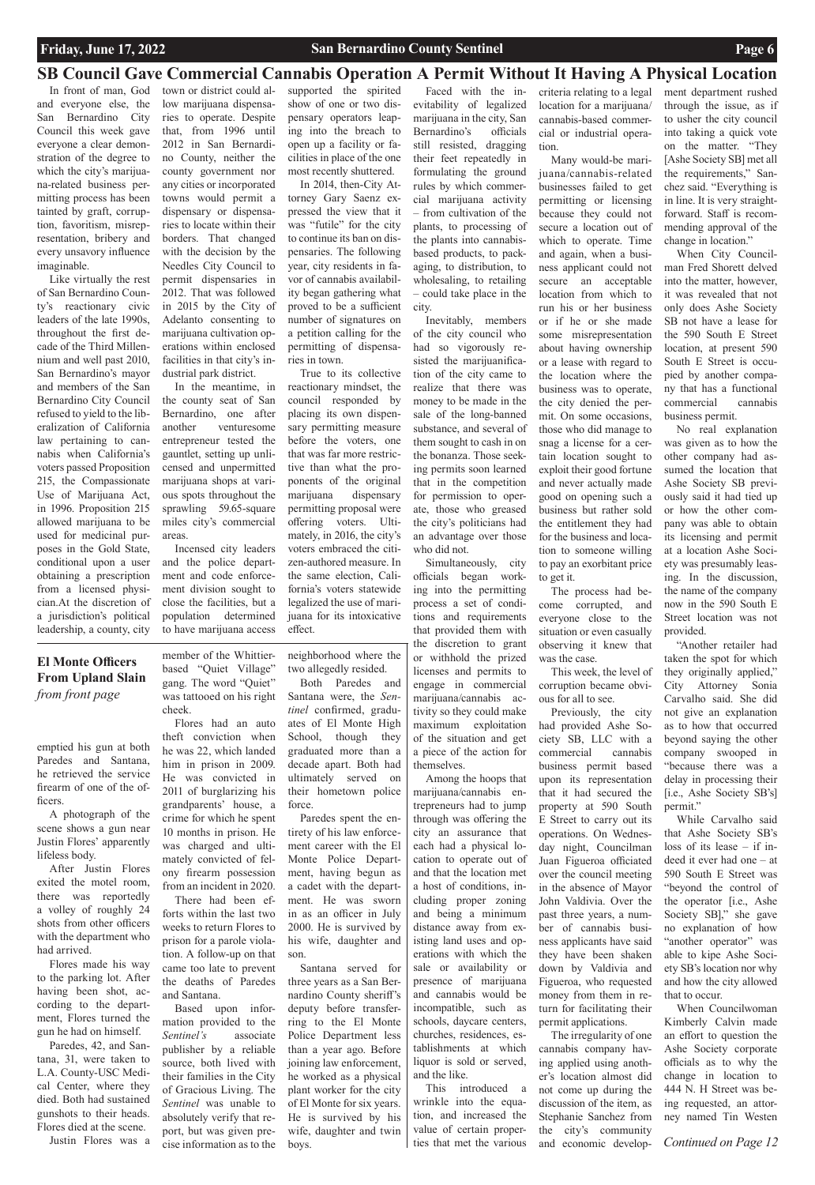## SB Council Gave Commercial Cannabis Operation A Permit Without It Having A Physical Location

In front of man, God and everyone else, the San Bernardino City Council this week gave everyone a clear demonstration of the degree to which the city's marijuana-related business permitting process has been tainted by graft, corruption, favoritism, misrepresentation, bribery and every unsavory influence imaginable.

Like virtually the rest of San Bernardino County's reactionary civic leaders of the late 1990s, throughout the first decade of the Third Millennium and well past 2010, San Bernardino's mayor and members of the San Bernardino City Council refused to yield to the liberalization of California law pertaining to cannabis when California's voters passed Proposition 215, the Compassionate Use of Marijuana Act, in 1996. Proposition 215 allowed marijuana to be used for medicinal purposes in the Gold State, conditional upon a user obtaining a prescription from a licensed physician.At the discretion of a jurisdiction's political leadership, a county, city town or district could allow marijuana dispensaries to operate. Despite that, from 1996 until 2012 in San Bernardino County, neither the county government nor any cities or incorporated towns would permit a dispensary or dispensaries to locate within their borders. That changed with the decision by the Needles City Council to permit dispensaries in 2012. That was followed in 2015 by the City of Adelanto consenting to marijuana cultivation operations within enclosed facilities in that city's industrial park district.

In the meantime, in the county seat of San Bernardino, one after another venturesome entrepreneur tested the gauntlet, setting up unlicensed and unpermitted marijuana shops at various spots throughout the sprawling 59.65-square miles city's commercial areas.

Incensed city leaders and the police department and code enforcement division sought to close the facilities, but a population determined to have marijuana access supported the spirited show of one or two dispensary operators leaping into the breach to open up a facility or facilities in place of the one most recently shuttered.

In 2014, then-City Attorney Gary Saenz expressed the view that it was "futile" for the city to continue its ban on dispensaries. The following year, city residents in favor of cannabis availability began gathering what proved to be a sufficient number of signatures on a petition calling for the permitting of dispensaries in town.

True to its collective reactionary mindset, the council responded by placing its own dispensary permitting measure before the voters, one that was far more restrictive than what the proponents of the original marijuana dispensary permitting proposal were offering voters. Ultimately, in 2016, the city's voters embraced the citizen-authored measure. In the same election, California's voters statewide legalized the use of marijuana for its intoxicative effect.

Faced with the inevitability of legalized marijuana in the city, San Bernardino's officials still resisted, dragging their feet repeatedly in formulating the ground rules by which commercial marijuana activity – from cultivation of the plants, to processing of the plants into cannabis-based products, to packaging, to distribution, to wholesaling, to retailing – could take place in the city.

Inevitably, members of the city council who had so vigorously resisted the marijuanification of the city came to realize that there was money to be made in the sale of the long-banned substance, and several of them sought to cash in on the bonanza. Those seeking permits soon learned that in the competition for permission to operate, those who greased the city's politicians had an advantage over those who did not.

Simultaneously, city officials began working into the permitting process a set of conditions and requirements that provided them with the discretion to grant or withhold the prized licenses and permits to engage in commercial marijuana/cannabis activity so they could make maximum exploitation of the situation and get a piece of the action for themselves.

Among the hoops that marijuana/cannabis entrepreneurs had to jump through was offering the city an assurance that each had a physical location to operate out of and that the location met a host of conditions, including proper zoning and being a minimum distance away from existing land uses and operations with which the sale or availability or presence of marijuana and cannabis would be incompatible, such as schools, daycare centers, churches, residences, establishments at which liquor is sold or served, and the like.

This introduced a wrinkle into the equation, and increased the value of certain properties that met the various criteria relating to a legal location for a marijuana/cannabis-based commercial or industrial operation.

Many would-be marijuana/cannabis-related businesses failed to get permitting or licensing because they could not secure a location out of which to operate. Time and again, when a business applicant could not secure an acceptable location from which to run his or her business or if he or she made some misrepresentation about having ownership or a lease with regard to the location where the business was to operate, the city denied the permit. On some occasions, those who did manage to snag a license for a certain location sought to exploit their good fortune and never actually made good on opening such a business but rather sold the entitlement they had for the business and location to someone willing to pay an exorbitant price to get it.

The process had become corrupted, and everyone close to the situation or even casually observing it knew that was the case.

This week, the level of corruption became obvious for all to see.

Previously, the city had provided Ashe Society SB, LLC with a commercial cannabis business permit based upon its representation that it had secured the property at 590 South E Street to carry out its operations. On Wednesday night, Councilman Juan Figueroa officiated over the council meeting in the absence of Mayor John Valdivia. Over the past three years, a number of cannabis business applicants have said they have been shaken down by Valdivia and Figueroa, who requested money from them in return for facilitating their permit applications.

The irregularity of one cannabis company having applied using another's location almost did not come up during the discussion of the item, as Stephanie Sanchez from the city's community and economic development department rushed through the issue, as if to usher the city council into taking a quick vote on the matter. "They [Ashe Society SB] met all the requirements," Sanchez said. "Everything is in line. It is very straightforward. Staff is recommending approval of the change in location."

When City Councilman Fred Shorett delved into the matter, however, it was revealed that not only does Ashe Society SB not have a lease for the 590 South E Street location, at present 590 South E Street is occupied by another company that has a functional commercial cannabis business permit.

No real explanation was given as to how the other company had assumed the location that Ashe Society SB previously said it had tied up or how the other company was able to obtain its licensing and permit at a location Ashe Society was presumably leasing. In the discussion, the name of the company now in the 590 South E Street location was not provided.

"Another retailer had taken the spot for which they originally applied," City Attorney Sonia Carvalho said. She did not give an explanation as to how that occurred beyond saying the other company swooped in "because there was a delay in processing their [i.e., Ashe Society SB's] permit."

While Carvalho said that Ashe Society SB's loss of its lease – if indeed it ever had one – at 590 South E Street was "beyond the control of the operator [i.e., Ashe Society SB]," she gave no explanation of how "another operator" was able to kipe Ashe Society SB's location nor why and how the city allowed that to occur.

When Councilwoman Kimberly Calvin made an effort to question the Ashe Society corporate officials as to why the change in location to 444 N. H Street was being requested, an attorney named Tin Westen

*Continued on Page 12*

---

## El Monte Officers From Upland Slain

*from front page*

emptied his gun at both Paredes and Santana, he retrieved the service firearm of one of the officers.

A photograph of the scene shows a gun near Justin Flores' apparently lifeless body.

After Justin Flores exited the motel room, there was reportedly a volley of roughly 24 shots from other officers with the department who had arrived.

Flores made his way to the parking lot. After having been shot, according to the department, Flores turned the gun he had on himself.

Paredes, 42, and Santana, 31, were taken to L.A. County-USC Medical Center, where they died. Both had sustained gunshots to their heads. Flores died at the scene.

Justin Flores was a member of the Whittier-based "Quiet Village" gang. The word "Quiet" was tattooed on his right cheek.

Flores had an auto theft conviction when he was 22, which landed him in prison in 2009. He was convicted in 2011 of burglarizing his grandparents' house, a crime for which he spent 10 months in prison. He was charged and ultimately convicted of felony firearm possession from an incident in 2020.

There had been efforts within the last two weeks to return Flores to prison for a parole violation. A follow-up on that came too late to prevent the deaths of Paredes and Santana.

Based upon information provided to the *Sentinel's* associate publisher by a reliable source, both lived with their families in the City of Gracious Living. The *Sentinel* was unable to absolutely verify that report, but was given precise information as to the neighborhood where the two allegedly resided.

Both Paredes and Santana were, the *Sentinel* confirmed, graduates of El Monte High School, though they graduated more than a decade apart. Both had ultimately served on their hometown police force.

Paredes spent the entirety of his law enforcement career with the El Monte Police Department, having begun as a cadet with the department. He was sworn in as an officer in July 2000. He is survived by his wife, daughter and son.

Santana served for three years as a San Bernardino County sheriff's deputy before transferring to the El Monte Police Department less than a year ago. Before joining law enforcement, he worked as a physical plant worker for the city of El Monte for six years. He is survived by his wife, daughter and twin boys.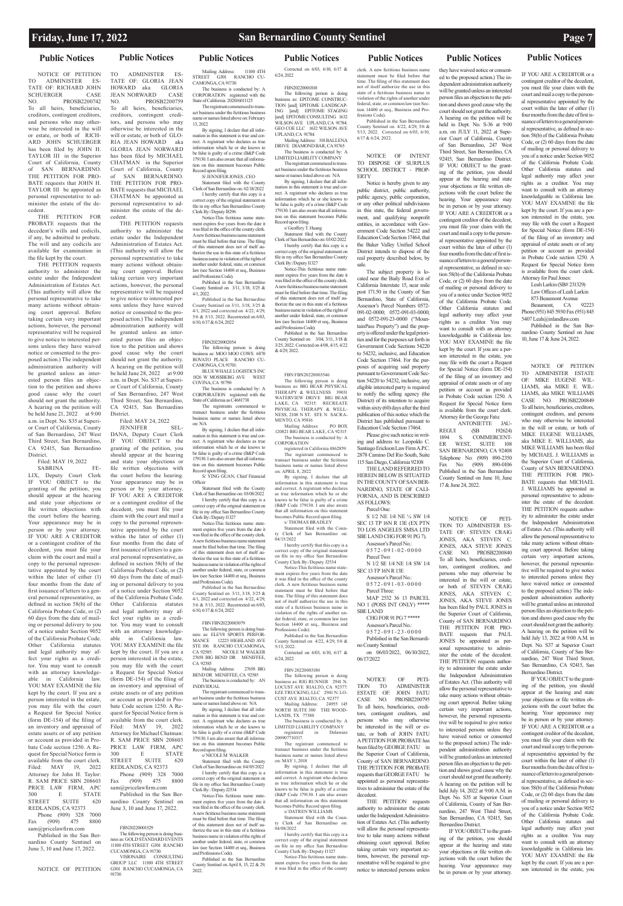## Public Notices

NOTICE OF PETITION TO ADMINISTER ESTATE OF: RICHARD JOHN SCHUERGER CASE NO. PROSB2200742

To all heirs, beneficiaries, creditors, contingent creditors, and persons who may otherwise be interested in the will or estate, or both of RICHARD JOHN SCHUERGER

A PETITION FOR PROBATE has been filed by JOHN H. TAYLOR III in the Superior Court of California, County of SAN BERNARDINO. THE PETITION FOR PROBATE requests that JOHN H. TAYLOR III be appointed as personal representative to administer the estate of the decedent.

THE PETITION FOR PROBATE requests that the decedent's wills and codicils, if any, be admitted to probate. The will and any codicils are available for examination in the file kept by the court.

THE PETITION requests authority to administer the estate under the Independent Administration of Estates Act. (This authority will allow the personal representative to take many actions without obtaining court approval. Before taking certain very important actions, however, the personal representative will be required to give notice to interested persons unless they have waived notice or consented to the proposed action.) The independent administration authority will be granted unless an interested person files an objection to the petition and shows good cause why the court should not grant the authority.

A hearing on the petition will be held June 21, 2022 at 9:00 a.m. in Dept. No. S35 at Superior Court of California, County of San Bernardino, 247 West Third Street, San Bernardino, CA 92415, San Bernardino District.

Filed: MAY 19, 2022

SABRINA FELIX, Deputy Court Clerk

IF YOU OBJECT to the granting of the petition, you should appear at the hearing and state your objections or file written objections with the court before the hearing. Your appearance may be in person or by your attorney.

IF YOU ARE A CREDITOR or a contingent creditor of the decedent, you must file your claim with the court and mail a copy to the personal representative appointed by the court within the later of either (1) four months from the date of first issuance of letters to a general personal representative, as defined in section 58(b) of the California Probate Code, or (2) 60 days from the date of mailing or personal delivery to you of a notice under Section 9052 of the California Probate Code. Other California statutes and legal authority may affect your rights as a creditor. You may want to consult with an attorney knowledgeable in California law.

YOU MAY EXAMINE the file kept by the court. If you are a person interested in the estate, you may file with the court a Request for Special Notice (form DE-154) of the filing of an inventory and appraisal of estate assets or of any petition or account as provided in Probate Code section 1250. A Request for Special Notice form is available from the court clerk.

Filed: MAY 19, 2022

Attorney for John H. Taylor: R. SAM PRICE SBN 208603 PRICE LAW FIRM, APC 300 E STATE STREET SUITE 620 REDLANDS, CA 92373

Phone (909) 328 7000 Fax (909) 475 8800 sam@pricelawfirm.com

Published in the San Bernardino County Sentinel on June 3, 10 and June 17, 2022.

NOTICE OF PETITION TO ADMINISTER ESTATE OF: GLORIA JEAN HOWARD aka GLORIA JEAN NORWARD CASE NO. PROSB2200759

To all heirs, beneficiaries, creditors, contingent creditors, and persons who may otherwise be interested in the will or estate, or both of GLORIA JEAN HOWARD aka GLORIA JEAN NORWARD

A PETITION FOR PROBATE has been filed by MICHAEL CHATMAN in the Superior Court of California, County of SAN BERNARDINO. THE PETITION FOR PROBATE requests that MICHAEL CHATMAN be appointed as personal representative to administer the estate of the decedent.

THE PETITION requests authority to administer the estate under the Independent Administration of Estates Act. (This authority will allow the personal representative to take many actions without obtaining court approval. Before taking certain very important actions, however, the personal representative will be required to give notice to interested persons unless they have waived notice or consented to the proposed action.) The independent administration authority will be granted unless an interested person files an objection to the petition and shows good cause why the court should not grant the authority.

A hearing on the petition will be held June 28, 2022 at 9:00 a.m. in Dept. No. S37 at Superior Court of California, County of San Bernardino, 247 West Third Street, San Bernardino, CA 92415, San Bernardino District.

Filed: MAY 24, 2022

JENNIFER SELDANA, Deputy Court Clerk

IF YOU OBJECT to the granting of the petition, you should appear at the hearing and state your objections or file written objections with the court before the hearing. Your appearance may be in person or by your attorney.

IF YOU ARE A CREDITOR or a contingent creditor of the decedent, you must file your claim with the court and mail a copy to the personal representative appointed by the court within the later of either (1) four months from the date of first issuance of letters to a general personal representative, as defined in section 58(b) of the California Probate Code, or (2) 60 days from the date of mailing or personal delivery to you of a notice under Section 9052 of the California Probate Code. Other California statutes and legal authority may affect your rights as a creditor. You may want to consult with an attorney knowledgeable in California law.

YOU MAY EXAMINE the file kept by the court. If you are a person interested in the estate, you may file with the court a Request for Special Notice (form DE-154) of the filing of an inventory and appraisal of estate assets or of any petition or account as provided in Probate Code section 1250. A Request for Special Notice form is available from the court clerk.

Filed: MAY 19, 2022

Attorney for Michael Chatman: R. SAM PRICE SBN 208603 PRICE LAW FIRM, APC 300 E STATE STREET SUITE 620 REDLANDS, CA 92373

Phone (909) 328 7000 Fax (909) 475 8800 sam@pricelawfirm.com

Published in the San Bernardino County Sentinel on June 3, 10 and June 17, 2022.

FBN20220001529

The following person is doing business as: GOLD STANDARD EVENTS 11100 4TH STREET G301 RANCHO CUCAMONGA, CA 91730: VISIONAIRE CONSULTING GROUP LLC 11100 4TH STREET G301 RANCHO CUCAMONGA, CA 91730

Mailing Address: 11100 4TH STREET G301 RANCHO CUCAMONGA, CA 91730

The business is conducted by: A CORPORATION registered with the State of California 202016011125

The registrant commenced to transact business under the fictitious business name or names listed above on: February 13, 2022

By signing, I declare that all information in this statement is true and correct. A registrant who declares as true information which he or she knows to be false is guilty of a crime (B&P Code 179130. I am also aware that all information on this statement becomes Public Record upon filing.

S/ JENNIFER JONES , CEO

Statement filed with the County Clerk of San Bernardino on: 02/18/2022

I hereby certify that this copy is a correct copy of the original statement on file in my office San Bernardino County Clerk By:/Deputy I8296

Notice-This fictitious name statement expires five years from the date it was filed in the office of the county clerk. A new fictitious business name statement must be filed before that time. The filing of this statement does not of itself authorize the use in this state of a fictitious business name in violation of the rights of another under federal, state, or common law (see Section 14400 et seq., Business and Professions Code).

Published in the San Bernardino County Sentinel on 3/11, 3/18, 3/25 & 4/1, 2022.

Published in the San Bernardino County Sentinel on 3/11, 3/18, 3/25 & 4/1, 2022 and corrected on 4/22, 4/29, 5/6 & 5/13, 2022. Recorrected on 6/03, 6/10, 6/17 & 6/24, 2022

FBN20220002054

The following person is doing business as: MOO MOO COWS 6870 ROVATO PLACE RANCHO CUCAMONGA, CA 91701: BLUE WHALE LOGISTICS INC 1826 W MOSSBERG AVE WEST COVINA, CA 91790

The business is conducted by: A CORPORATION registered with the State of California as C4681738

The registrants commenced to transact business under the fictitious business name or names listed above on: N/A

By signing, I declare that all information in this statement is true and correct. A registrant who declares as true information which he or she knows to be false is guilty of a crime (B&P Code 179130. I am also aware that all information on this statement becomes Public Record upon filing.

S/ YING GUAN, Chief Financial Officer

Statement filed with the County Clerk of San Bernardino on: 03/08/2022

I hereby certify that this copy is a correct copy of the original statement on file in my office San Bernardino County Clerk By:/Deputy I1327

Notice-This fictitious name statement expires five years from the date it was filed in the office of the county clerk. A new fictitious business name statement must be filed before that time. The filing of this statement does not of itself authorize the use in this state of a fictitious business name in violation of the rights of another under federal, state, or common law (see Section 14400 et seq., Business and Professions Code).

Published in the San Bernardino County Sentinel on 3/11, 3/18, 3/25 & 4/1, 2022 and corrected on 4/22, 4/29, 5/6 & 5/13, 2022. Recorrected on 6/03, 6/10, 6/17 & 6/24, 2022

FBN FBN20220003079

The following person is doing business as: ELEVE SPORTS PERFORMANCE 12223 HIGHLAND AVE STE 106 RANCHO CUCAMONGA, CA 92585: NICOLE M WALKER 27658 BIG BEND DR MENIFFEE, CA 92585

Mailing Address: 27658 BIG BEND DR MENIFFEE, CA 92585

The business is conducted by: AN INDIVIDUAL

The registrant commenced to transact business under the fictitious business name or names listed above on: N/A

By signing, I declare that all information in this statement is true and correct. A registrant who declares as true information which he or she knows to be false is guilty of a crime (B&P Code 179130. I am also aware that all information on this statement becomes Public Record upon filing.

s/ NICOLE M WALKER

Statement filed with the County Clerk of San Bernardino on: 04/05/2022

I hereby certify that this copy is a correct copy of the original statement on file in my office San Bernardino County Clerk By:/Deputy J2554

Notice-This fictitious name statement expires five years from the date it was filed in the office of the county clerk. A new fictitious business name statement must be filed before that time. The filing of this statement does not of itself authorize the use in this state of a fictitious business name in violation of the rights of another under federal, state, or common law (see Section 14400 et seq., Business and Professions Code).

Published in the San Bernardino County Sentinel on April 8, 15, 22 & 29, 2022.

Corrected on 6/03, 6/10, 6/17 & 6/24, 2022

FBN20220001880

The following person is doing business as: EPITOME CONSTRUCTION [and] EPITOME LANDSCAPING [and] EPITOME STAGING [and] EPITOME CONSULTING 1632 WILSON AVE UPLAND, CA 91784: GEO COE LLC 1632 WILSON AVE UPLAND, CA 91784

Mailing Address: 318 BALLENA DRIVE DIAMOND BAR, CA 91765

The business is conducted by: A LIMITED LIABILITY COMPANY

The registrant commenced to transact business under the fictitious business name or names listed above on: N/A

By signing, I declare that all information in this statement is true and correct. A registrant who declares as true information which he or she knows to be false is guilty of a crime (B&P Code 179130. I am also aware that all information on this statement becomes Public Record upon filing.

s/ Geoffery T. Huang

Statement filed with the County Clerk of San Bernardino on: 03/02/2022

I hereby certify that this copy is a correct copy of the original statement on file in my office San Bernardino County Clerk By:/Deputy I1327

Notice-This fictitious name statement expires five years from the date it was filed in the office of the county clerk. A new fictitious business name statement must be filed before that time. The filing of this statement does not of itself authorize the use in this state of a fictitious business name in violation of the rights of another under federal, state, or common law (see Section 14400 et seq., Business and Professions Code).

Published in the San Bernardino County Sentinel on 3/04, 3/11, 3/18 & 3/25, 2022. Corrected on 4/08, 4/15, 4/22 & 4/29, 2022.

FBN FBN20220003546

The following person is doing business as: BIG BEAR PHYSICAL THERAPY & WELLNESS 39031 WATERVIEW DRIVE BIG BEAR LAKE, CA 92315: RECREATE PHYSICAL THERAPY & WELLNESS, 2108 N ST. STE N SACRAMENTO, CA 95816

Mailing Address: PO BOX 120821 BIG BEAR LAKE, CA 92315

The business is conducted by: A CORPORATION

registered in California 4862859.

The registrant commenced to transact business under the fictitious business name or names listed above on: APRIL 8, 2022

By signing, I declare that all information in this statement is true and correct. A registrant who declares as true information which he or she knows to be false is guilty of a crime (B&P Code 179130. I am also aware that all information on this statement becomes Public Record upon filing.

s/ THOMAS BRADLEY

Statement filed with the County Clerk of San Bernardino on: 04/15/2022

I hereby certify that this copy is a correct copy of the original statement on file in my office San Bernardino County Clerk By:/Deputy J2534

Notice-This fictitious name statement expires five years from the date it was filed in the office of the county clerk. A new fictitious business name statement must be filed before that time. The filing of this statement does not of itself authorize the use in this state of a fictitious business name in violation of the rights of another under federal, state, or common law (see Section 14400 et seq., Business and Professions Code).

Published in the San Bernardino County Sentinel on 4/22, 4/29, 5/6 & 5/13, 2022.

Corrected on 6/03, 6/10, 6/17 & 6/24, 2022

FBN 20220003180

The following person is doing business as: RJG RUNNER 2941 N. LOCUST AVE RIALTO, CA 92377: EZE TRUCKING, LLC 2941 N. LOCUST AVE RIALTO, CA 92377

Mailing Address: 24955 145 NORTH SUITE 100 THE WOODLANDS, TX 77380

The business is conducted by: A LIMITED LIABILITY COMPANY registered in Delaware 200907710317.

The registrant commenced to transact business under the fictitious business name or names listed above on: MAY 1, 2018

By signing, I declare that all information in this statement is true and correct. A registrant who declares as true information which he or she knows to be false is guilty of a crime (B&P Code 179130. I am also aware that all information on this statement becomes Public Record upon filing.

s/ DATREN WILLIAMS

Statement filed with the County Clerk of San Bernardino on: 04/08/2022

I hereby certify that this copy is a correct copy of the original statement on file in my office San Bernardino County Clerk By:/Deputy I1327

Notice-This fictitious name statement expires five years from the date it was filed in the office of the county clerk. A new fictitious business name statement must be filed before that time. The filing of this statement does not of itself authorize the use in this state of a fictitious business name in violation of the rights of another under federal, state, or common law (see Section 14400 et seq., Business and Professions Code).

Published in the San Bernardino County Sentinel on 4/22, 4/29, 5/6 & 5/13, 2022. Corrected on 6/03, 6/10, 6/17 & 6/24, 2022.

NOTICE OF INTENT TO DISPOSE OF SURPLUS SCHOOL DISTRICT - PROPERTY

Notice is hereby given to any public district, public authority, public agency, public corporation, or any other political subdivisions in this state, the federal government, and qualifying nonprofit entities, in accordance with Government Code Section 54222 and Education Code Section 17464, that the Baker Valley Unified School District intends to dispose of the real property described below, by sale.

The subject property is located near the Baily Road Exit of California Interstate 15, near mile post 171.50 in the County of San Bernardino, State of California, Assessor's Parcel Numbers 0572-091-02-0000; 0572-091-03-0000; and 0572-091-23-0000 ("MountainPass Property") and the property is offered under the legal priorities and for the purposes set forth in Government Code Sections 54220 to 54232, inclusive, and Education Code Section 17464. For the purposes of acquiring said property pursuant to Government Code Section 54220 to 54232, inclusive, any eligible interested party is required to notify the selling agency (the District) of its intention to acquire within sixty (60) days after the third publication of this notice which the District has published pursuant to Education Code Section 17464.

Please give such notice in writing and address to: Leopoldo C. Santiago Erickson Law Firm A.P.C. 2878 Camino Del Rio South, Suite 115 San Diego, California 92108

THE LAND REFERRED TO HEREIN BELOW IS SITUATED IN THE COUNTY OF SAN BERNARDINO, STATE OF CALIFORNIA, AND IS DESCRIBED AS FOLLOWS:

Parcel One:

S 1/2 NE 1/4 NE ¼ SW 1/4 SEC 13 TP 16N R 13E (EX PTN TO LOS ANGELES SMSA LTD SBE LAND CHG FOR 91 PG 7).

Assessor's Parcel No.:

0572-091-02-0000

Parcel Two:

N 1/2 SE 1/4 NE 1/4 SW 1/4 SEC 13 TP 16N R 13E

Assessor's Parcel No.:

0572-091-03-0000

Parcel Three:

MAP 2532 36 13 PARCEL NO 1 (POSS INT ONLY) \*\*\*\*\* SBE LAND

CHG FOR 91 PG 7 \*\*\*\*\*

Assessor's Parcel No.:

0572-091-23-0000

Published in the San Bernardino County Sentinel on 06/03/2022, 06/10/2022, 06/17/2022

NOTICE OF PETITION TO ADMINISTER ESTATE OF: JOHN FATU CASE NO. PROSB2200795

To all heirs, beneficiaries, creditors, contingent creditors, and persons who may otherwise be interested in the will or estate, or both of JOHN FATU

A PETITION FOR PROBATE has been filed by GEORGE FATU in the Superior Court of California, County of SAN BERNARDINO. THE PETITION FOR PROBATE requests that GEORGE FATU be appointed as personal representatives to administer the estate of the decedent.

THE PETITION requests authority to administer the estate under the Independent Administration of Estates Act. (This authority will allow the personal representative to take many actions without obtaining court approval. Before taking certain very important actions, however, the personal representative will be required to give notice to interested persons unless they have waived notice or consented to the proposed action.) The independent administration authority will be granted unless an interested person files an objection to the petition and shows good cause why the court should not grant the authority.

A hearing on the petition will be held in Dept. No. S-36 at 9:00 a.m. on JULY 11, 2022 at Superior Court of California, County of San Bernardino, 247 West Third Street, San Bernardino, CA 92415, San Bernardino District.

IF YOU OBJECT to the granting of the petition, you should appear at the hearing and state your objections or file written objections with the court before the hearing. Your appearance may be in person or by your attorney.

IF YOU ARE A CREDITOR or a contingent creditor of the decedent, you must file your claim with the court and mail a copy to the personal representative appointed by the court within the later of either (1) four months from the date of first issuance of letters to a general personal representative, as defined in section 58(b) of the California Probate Code, or (2) 60 days from the date of mailing or personal delivery to you of a notice under Section 9052 of the California Probate Code. Other California statutes and legal authority may affect your rights as a creditor. You may want to consult with an attorney knowledgeable in California law.

YOU MAY EXAMINE the file kept by the court. If you are a person interested in the estate, you may file with the court a Request for Special Notice (form DE-154) of the filing of an inventory and appraisal of estate assets or of any petition or account as provided in Probate Code section 1250. A Request for Special Notice form is available from the court clerk.

Attorney for the George Fatu:

ANTOINETTE JAUREGUI (SB 192624) 1894 S. COMMERCENTER WEST, SUITE 108 SAN BERNARDINO, CA 92408

Telephone No: (909) 890-2350 Fax No: (909) 890-0106

Published in the San Bernardino County Sentinel on June 10, June 17 & June 24, 2022.

NOTICE OF PETITION TO ADMINISTER ESTATE OF: STEVEN CRAIG JONES, AKA STEVEN C. JONES, AKA STEVE JONES CASE NO. PROSB2200840

To all heirs, beneficiaries, creditors, contingent creditors, and persons who may otherwise be interested in the will or estate, or both of STEVEN CRAIG JONES, AKA STEVEN C. JONES, AKA STEVE JONES

A PETITION FOR PROBATE has been filed by PAUL JONES in the Superior Court of California, County of SAN BERNARDINO. THE PETITION FOR PROBATE requests that PAUL JONES be appointed as personal representative to administer the estate of the decedent.

THE PETITION requests authority to administer the estate under the Independent Administration of Estates Act. (This authority will allow the personal representative to take many actions without obtaining court approval. Before taking certain very important actions, however, the personal representative will be required to give notice to interested persons unless they have waived notice or consented to the proposed action.) The independent administration authority will be granted unless an interested person files an objection to the petition and shows good cause why the court should not grant the authority.

A hearing on the petition will be held July 14, 2022 at 9:00 A.M. in Dept. No. S35 at Superior Court of California, County of San Bernardino, 247 West Third Street, San Bernardino, CA 92415, San Bernardino District.

IF YOU OBJECT to the granting of the petition, you should appear at the hearing and state your objections or file written objections with the court before the hearing. Your appearance may be in person or by your attorney.

IF YOU ARE A CREDITOR or a contingent creditor of the decedent, you must file your claim with the court and mail a copy to the personal representative appointed by the court within the later of either (1) four months from the date of first issuance of letters to a general personal representative, as defined in section 58(b) of the California Probate Code, or (2) 60 days from the date of mailing or personal delivery to you of a notice under Section 9052 of the California Probate Code. Other California statutes and legal authority may affect your rights as a creditor. You may want to consult with an attorney knowledgeable in California law.

YOU MAY EXAMINE the file kept by the court. If you are a person interested in the estate, you may file with the court a Request for Special Notice (form DE-154) of the filing of an inventory and appraisal of estate assets or of any petition or account as provided in Probate Code section 1250. A Request for Special Notice form is available from the court clerk.

Attorney for Paul Jones:

Leah Larkin (SB# 231329)
Law Offices of Leah Larkin
873 Beaumont Avenue
Beaumont, CA 92223
Phone (951) 845 5930 Fax (951) 845 5407 Leah@inlandlaw.com

Published in the San Bernardino County Sentinel on June 10, June 17 & June 24, 2022.

NOTICE OF PETITION TO ADMINISTER ESTATE OF: MIKE EUGENE WILLIAMS, aka MIKE E. WILLIAMS, aka MIKE WILLIAMS CASE NO. PROSB2200849

To all heirs, beneficiaries, creditors, contingent creditors, and persons who may otherwise be interested in the will or estate, or both of MIKE EUGENE WILLIAMS, aka MIKE E. WILLIAMS, aka MIKE WILLIAMS

A PETITION FOR PROBATE has been filed by MICHAEL J. WILLIAMS in the Superior Court of California, County of SAN BERNARDINO. THE PETITION FOR PROBATE requests that MICHAEL J. WILLIAMS be appointed as personal representative to administer the estate of the decedent.

THE PETITION requests authority to administer the estate under the Independent Administration of Estates Act. (This authority will allow the personal representative to take many actions without obtaining court approval. Before taking certain very important actions, however, the personal representative will be required to give notice to interested persons unless they have waived notice or consented to the proposed action.) The independent administration authority will be granted unless an interested person files an objection to the petition and shows good cause why the court should not grant the authority.

A hearing on the petition will be held July 13, 2022 at 9:00 A.M. in Dept. No. S37 at Superior Court of California, County of San Bernardino, 247 West Third Street, San Bernardino, CA 92415, San Bernardino District.

IF YOU OBJECT to the granting of the petition, you should appear at the hearing and state your objections or file written objections with the court before the hearing. Your appearance may be in person or by your attorney.

IF YOU ARE A CREDITOR or a contingent creditor of the decedent, you must file your claim with the court and mail a copy to the personal representative appointed by the court within the later of either (1) four months from the date of first issuance of letters to a general personal representative, as defined in section 58(b) of the California Probate Code, or (2) 60 days from the date of mailing or personal delivery to you of a notice under Section 9052 of the California Probate Code. Other California statutes and legal authority may affect your rights as a creditor. You may want to consult with an attorney knowledgeable in California law.

YOU MAY EXAMINE the file kept by the court. If you are a person interested in the estate, you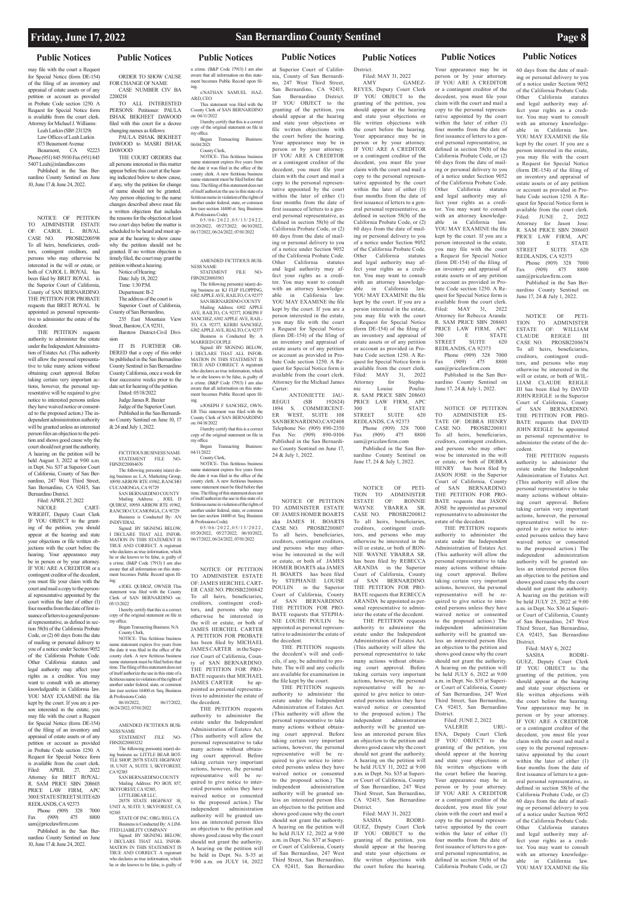may file with the court a Request for Special Notice (form DE-154) of the filing of an inventory and appraisal of estate assets or of any petition or account as provided in Probate Code section 1250. A Request for Special Notice form is available from the court clerk.

Attorney for Michael J. Williams:

Leah Larkin (SB# 231329)

Law Offices of Leah Larkin

873 Beaumont Avenue

Beaumont, CA 92223

Phone (951) 845 5930 Fax (951) 845 5407 Leah@inlandlaw.com

Published in the San Bernardino County Sentinel on June 10, June 17 & June 24, 2022.

NOTICE OF PETITION TO ADMINISTER ESTATE OF: CAROL L. ROYAL CASE NO. PROSB2200598

To all heirs, beneficiaries, creditors, contingent creditors, and persons who may otherwise be interested in the will or estate, or both of CAROL L. ROYAL has been filed by BRET ROYAL in the Superior Court of California, County of SAN BERNARDINO. THE PETITION FOR PROBATE requests that BRET ROYAL be appointed as personal representative to administer the estate of the decedent.

THE PETITION requests authority to administer the estate under the Independent Administration of Estates Act. (This authority will allow the personal representative to take many actions without obtaining court approval. Before taking certain very important actions, however, the personal representative will be required to give notice to interested persons unless they have waived notice or consented to the proposed action.) The independent administration authority will be granted unless an interested person files an objection to the petition and shows good cause why the court should not grant the authority.

A hearing on the petition will be held August 3, 2022 at 9:00 a.m. in Dept. No. S37 at Superior Court of California, County of San Bernardino, 247 West Third Street, San Bernardino, CA 92415, San Bernardino District.

Filed: APRIL 27, 2022

NICOLE CARTWRIGHT, Deputy Court Clerk

IF YOU OBJECT to the granting of the petition, you should appear at the hearing and state your objections or file written objections with the court before the hearing. Your appearance may be in person or by your attorney.

IF YOU ARE A CREDITOR or a contingent creditor of the decedent, you must file your claim with the court and mail a copy to the personal representative appointed by the court within the later of either (1) four months from the date of first issuance of letters to a general personal representative, as defined in section 58(b) of the California Probate Code, or (2) 60 days from the date of mailing or personal delivery to you of a notice under Section 9052 of the California Probate Code.

Other California statutes and legal authority may affect your rights as a creditor. You may want to consult with an attorney knowledgeable in California law.

YOU MAY EXAMINE the file kept by the court. If you are a person interested in the estate, you may file with the court a Request for Special Notice (form DE-154) of the filing of an inventory and appraisal of estate assets or of any petition or account as provided in Probate Code section 1250. A Request for Special Notice form is available from the court clerk.

Filed: APRIL 27, 2022

Attorney for BRET ROYAL: R. SAM PRICE SBN 208603 PRICE LAW FIRM, APC 300 E STATE STREET SUITE 620 REDLANDS, CA 92373

Phone (909) 328 7000 Fax (909) 475 8800 sam@pricelawfirm.com

Published in the San Bernardino County Sentinel on June 10, June 17 & June 24, 2022.

ORDER TO SHOW CAUSE FOR CHANGE OF NAME

CASE NUMBER CIV BA 2200218

TO ALL INTERESTED PERSONS: Petitioner: PAULA ISHAK BEKHEET DAWOOD filed with this court for a decree changing names as follows:

PAULA ISHAK BEKHEET DAWOOD to MASRI ISHAK DAWOOD

THE COURT ORDERS that all persons interested in this matter appear before this court at the hearing indicated below to show cause, if any, why the petition for change of name should not be granted. Any person objecting to the name changes described above must file a written objection that includes the reasons for the objection at least two court days before the matter is scheduled to be heard and must appear at the hearing to show cause why the petition should not be granted. If no written objection is timely filed, the court may grant the petition without a hearing.

Notice of Hearing:

Date: July 18, 2022

Time: 1:30 P.M.

Department: B-2

The address of the court is Superior Court of California, County of San Bernardino,

235 East Mountain View Street, Barstow, CA 92311,

Barstow District-Civil Division

IT IS FURTHER ORDERED that a copy of this order be published in the San Bernardino County Sentinel in San Bernardino County California, once a week for four successive weeks prior to the date set for hearing of the petition.

Dated: 05/18/2022

Judge James R. Baxter

Judge of the Superior Court.

Published in the San Bernardino County Sentinel on June 10, 17 & 24 and July 1, 2022.

FICTITIOUS BUSINESS NAME STATEMENT FILE NO-FBN20220004676

The following person(s) is(are) doing business as: L.A. Marketing Group, 10950 ARROW RTE #1962, RANCHO CUCAMONGA, CA 91729

SAN BERNARDINO COUNTY

Mailing Address , JOEL D QUIROZ, 10950 ARROW RTE #1962, RANCHO CUCAMONGA, CA 91729

Business is Conducted By: AN INDIVIDUAL

Signed: BY SIGNING BELOW, I DECLARE THAT ALL INFORMATION IN THIS STATEMENT IS TRUE AND CORRECT. A registrant who declares as true information, which he or she knows to be false, is guilty of a crime. (B&P Code 17913) I am also aware that all information on this statement becomes Public Record upon filing.

s/JOEL QUIROZ, OWNER This statement was filed with the County Clerk of SAN BERNARDINO on: 05/13/2022

I hereby certify that this is a correct copy of the original statement on file in my office.

Began Transacting Business: N/A

County Clerk,

NOTICE- This fictitious business name statement expires five years from the date it was filed in the office of the county clerk. A new fictitious business name statement must be filed before that time. The filing of this statement does not of itself authorize the use in this state of a fictitious name in violation of the rights of another under federal, state, or common law (see section 14400 et. Seq. Business & Professions Code).

06/10/2022, 06/17/2022, 06/24/2022, 07/01/2022

AMENDED FICTITIOUS BUSINESS NAME

STATEMENT FILE NO-FBN20220003232

The following person(s) is(are) doing business as: LITTLE BEAR BOTTLE SHOP, 28578 STATE HIGHWAY 18, UNIT A, SUITE 3, SKYFOREST, CA 92385

SAN BERNARDINO COUNTY

Mailing Address: PO BOX 857, SKYFOREST, CA 92385,

LITTLEBEAR LLC,

28578 STATE HIGHWAY 18, UNIT A, SUITE 3, SKYFOREST, CA 92385

STATE OF INC./ORG./REG. CA

Business is Conducted By: A LIMITED LIABILITY COMPANY

Signed: BY SIGNING BELOW, I DECLARE THAT ALL INFORMATION IN THIS STATEMENT IS TRUE AND CORRECT. A registrant who declares as true information, which he or she knows to be false, is guilty of a crime. (B&P Code 17913) I am also aware that all information on this statement becomes Public Record upon filing.

s/NATHAN SAMUEL HAZARD, CEO

This statement was filed with the County Clerk of SAN BERNARDINO on: 04/11/2022

I hereby certify that this is a correct copy of the original statement on file in my office.

Began Transacting Business: 06/04/2021

County Clerk,

NOTICE- This fictitious business name statement expires five years from the date it was filed in the office of the county clerk. A new fictitious business name statement must be filed before that time. The filing of this statement does not of itself authorize the use in this state of a fictitious name in violation of the rights of another under federal, state, or common law (see section 14400 et. Seq. Business & Professions Code).

05/06/2022, 05/13/2022, 05/20/2022, 05/27/2022; 06/10/2022, 06/17/2022, 06/24/2022, 07/01/2022

AMENDED FICTITIOUS BUSINESS NAME

STATEMENT FILE NO-FBN20220003583

The following person(s) is(are) doing business as: KJ FLIP FLOPPING, 6302 APPLE AVE, RAILTO, CA 92377

SAN BERNARDINO COUNTY

Mailing Address: 6302 APPLE AVE, RAILTO, CA 92377, JOSEPH F SANCHEZ, 6302 APPLE AVE, RAILTO, CA 92377, KERRI SANCHEZ, 6302 APPLE AVE, RIALTO, CA 92377

Business is Conducted By: A MARRIED COUPLE

Signed: BY SIGNING BELOW, I DECLARE THAT ALL INFORMATION IN THIS STATEMENT IS TRUE AND CORRECT. A registrant who declares as true information, which he or she knows to be false, is guilty of a crime. (B&P Code 17913) I am also aware that all information on this statement becomes Public Record upon filing.

s/JOSEPH F SANCHEZ, OWNER This statement was filed with the County Clerk of SAN BERNARDINO on: 04/18/2022

I hereby certify that this is a correct copy of the original statement on file in my office.

Began Transacting Business: 04/11/2022

County Clerk,

NOTICE- This fictitious business name statement expires five years from the date it was filed in the office of the county clerk. A new fictitious business name statement must be filed before that time. The filing of this statement does not of itself authorize the use in this state of a fictitious name in violation of the rights of another under federal, state, or common law (see section 14400 et. Seq. Business & Professions Code).

05/06/2022, 05/13/2022, 05/20/2022, 05/27/2022; 06/10/2022, 06/17/2022, 06/24/2022, 07/01/2022

NOTICE OF PETITION TO ADMINISTER ESTATE OF: JAMES HERCHEL CARTER CASE NO. PROSB2200842

To all heirs, beneficiaries, creditors, contingent creditors, and persons who may otherwise be interested in the will or estate, or both of JAMES HERCHEL CARTER A PETITION FOR PROBATE has been filed by MICHAEL JAMES CARTER in the Superior Court of California, County of SAN BERNARDINO. THE PETITION FOR PROBATE requests that MICHAEL JAMES CARTER be appointed as personal representatives to administer the estate of the decedent.

THE PETITION requests authority to administer the estate under the Independent Administration of Estates Act. (This authority will allow the personal representative to take many actions without obtaining court approval. Before taking certain very important actions, however, the personal representative will be required to give notice to interested persons unless they have waived notice or consented to the proposed action.) The independent administration authority will be granted unless an interested person files an objection to the petition and shows good cause why the court should not grant the authority.

A hearing on the petition will be held in Dept. No. S-35 at 9:00 a.m. on JULY 14, 2022 at Superior Court of California, County of San Bernardino, 247 West Third Street, San Bernardino, CA 92415, San Bernardino District.

IF YOU OBJECT to the granting of the petition, you should appear at the hearing and state your objections or file written objections with the court before the hearing. Your appearance may be in person or by your attorney.

IF YOU ARE A CREDITOR or a contingent creditor of the decedent, you must file your claim with the court and mail a copy to the personal representative appointed by the court within the later of either (1) four months from the date of first issuance of letters to a general personal representative, as defined in section 58(b) of the California Probate Code, or (2) 60 days from the date of mailing or personal delivery to you of a notice under Section 9052 of the California Probate Code.

Other California statutes and legal authority may affect your rights as a creditor. You may want to consult with an attorney knowledgeable in California law.

YOU MAY EXAMINE the file kept by the court. If you are a person interested in the estate, you may file with the court a Request for Special Notice (form DE-154) of the filing of an inventory and appraisal of estate assets or of any petition or account as provided in Probate Code section 1250. A Request for Special Notice form is available from the court clerk.

Attorney for the Michael James Carter:

ANTONIETTE JAUREGUI (SB 192624)

1894 S. COMMERCENTER WEST, SUITE 108

SANBERNARDINO,CA92408

Telephone No: (909) 890-2350

Fax No: (909) 890-0106

Published in the San Bernardino County Sentinel on June 17, 24 & July 1, 2022.

NOTICE OF PETITION TO ADMINISTER ESTATE OF: JAMES HOMER BOARTS aka JAMES H. BOARTS CASE NO. PROSB2200807

To all heirs, beneficiaries, creditors, contingent creditors, and persons who may otherwise be interested in the will or estate, or both of JAMES HOMER BOARTS aka JAMES H. BOARTS has been filed by STEPHANIE LOUISE POULIN in the Superior Court of California, County of SAN BERNARDINO. THE PETITION FOR PROBATE requests that STEPHANIE LOUISE POULIN be appointed as personal representative to administer the estate of the decedent.

THE PETITION requests the decedent's will and codicils, if any, be admitted to probate. The will and any codicils are available for examination in the file kept by the court.

THE PETITION requests authority to administer the estate under the Independent Administration of Estates Act. (This authority will allow the personal representative to take many actions without obtaining court approval. Before taking certain very important actions, however, the personal representative will be required to give notice to interested persons unless they have waived notice or consented to the proposed action.) The independent administration authority will be granted unless an interested person files an objection to the petition and shows good cause why the court should not grant the authority.

A hearing on the petition will be held JULY 12, 2022 at 9:00 a.m. in Dept. No. S37 at Superior Court of California, County of San Bernardino, 247 West Third Street, San Bernardino, CA 92415, San Bernardino District.

Filed: MAY 31, 2022

AMY GAMEZ-REYES, Deputy Court Clerk

IF YOU OBJECT to the granting of the petition, you should appear at the hearing and state your objections or file written objections with the court before the hearing. Your appearance may be in person or by your attorney.

IF YOU ARE A CREDITOR or a contingent creditor of the decedent, you must file your claim with the court and mail a copy to the personal representative appointed by the court within the later of either (1) four months from the date of first issuance of letters to a general personal representative, as defined in section 58(b) of the California Probate Code, or (2) 60 days from the date of mailing or personal delivery to you of a notice under Section 9052 of the California Probate Code.

Other California statutes and legal authority may affect your rights as a creditor. You may want to consult with an attorney knowledgeable in California law.

YOU MAY EXAMINE the file kept by the court. If you are a person interested in the estate, you may file with the court a Request for Special Notice (form DE-154) of the filing of an inventory and appraisal of estate assets or of any petition or account as provided in Probate Code section 1250. A Request for Special Notice form is available from the court clerk.

Filed: MAY 31, 2022

Attorney for Stephanie Louise Poulin: R. SAM PRICE SBN 208603 PRICE LAW FIRM, APC 300 E STATE STREET SUITE 620 REDLANDS, CA 92373

Phone (909) 328 7000 Fax (909) 475 8800 sam@pricelawfirm.com

Published in the San Bernardino County Sentinel on June 17, 24 & July 1, 2022.

NOTICE OF PETITION TO ADMINISTER ESTATE OF: RONNIE WAYNE YBARRA SR. CASE NO. PROSB2200812

To all heirs, beneficiaries, creditors, contingent creditors, and persons who may otherwise be interested in the will or estate, or both of RONNIE WAYNE YBARRA SR. has been filed by REBECCA ARANDA in the Superior Court of California, County of SAN BERNARDINO. THE PETITION FOR PROBATE requests that REBECCA ARANDA be appointed as personal representative to administer the estate of the decedent.

THE PETITION requests authority to administer the estate under the Independent Administration of Estates Act. (This authority will allow the personal representative to take many actions without obtaining court approval. Before taking certain very important actions, however, the personal representative will be required to give notice to interested persons unless they have waived notice or consented to the proposed action.) The independent administration authority will be granted unless an interested person files an objection to the petition and shows good cause why the court should not grant the authority.

A hearing on the petition will be held JULY 11, 2022 at 9:00 a.m. in Dept. No. S35 at Superior Court of California, County of San Bernardino, 247 West Third Street, San Bernardino, CA 92415, San Bernardino District.

Filed: MAY 31, 2022

SASHA RODRIGUEZ, Deputy Court Clerk

IF YOU OBJECT to the granting of the petition, you should appear at the hearing and state your objections or file written objections with the court before the hearing. Your appearance may be in person or by your attorney.

IF YOU ARE A CREDITOR or a contingent creditor of the decedent, you must file your claim with the court and mail a copy to the personal representative appointed by the court within the later of either (1) four months from the date of first issuance of letters to a general personal representative, as defined in section 58(b) of the California Probate Code, or (2) 60 days from the date of mailing or personal delivery to you of a notice under Section 9052 of the California Probate Code.

Other California statutes and legal authority may affect your rights as a creditor. You may want to consult with an attorney knowledgeable in California law.

YOU MAY EXAMINE the file kept by the court. If you are a person interested in the estate, you may file with the court a Request for Special Notice (form DE-154) of the filing of an inventory and appraisal of estate assets or of any petition or account as provided in Probate Code section 1250. A Request for Special Notice form is available from the court clerk.

Filed: MAY 31, 2022

Attorney for Rebecca Aranda: R. SAM PRICE SBN 208603 PRICE LAW FIRM, APC 300 E STATE STREET SUITE 620 REDLANDS, CA 92373

Phone (909) 328 7000 Fax (909) 475 8800 sam@pricelawfirm.com

Published in the San Bernardino County Sentinel on June 17, 24 & July 1, 2022.

NOTICE OF PETITION TO ADMINISTER ESTATE OF: DEBRA HENRY CASE NO. PROSB2200811

To all heirs, beneficiaries, creditors, contingent creditors, and persons who may otherwise be interested in the will or estate, or both of DEBRA HENRY has been filed by JASON JOSE in the Superior Court of California, County of SAN BERNARDINO. THE PETITION FOR PROBATE requests that JASON JOSE be appointed as personal representative to administer the estate of the decedent.

THE PETITION requests authority to administer the estate under the Independent Administration of Estates Act. (This authority will allow the personal representative to take many actions without obtaining court approval. Before taking certain very important actions, however, the personal representative will be required to give notice to interested persons unless they have waived notice or consented to the proposed action.) The independent administration authority will be granted unless an interested person files an objection to the petition and shows good cause why the court should not grant the authority.

A hearing on the petition will be held JULY 6, 2022 at 9:00 a.m. in Dept. No. S35 at Superior Court of California, County of San Bernardino, 247 West Third Street, San Bernardino, CA 92415, San Bernardino District.

Filed: JUNE 2, 2022

VALERIE URUENA, Deputy Court Clerk

IF YOU OBJECT to the granting of the petition, you should appear at the hearing and state your objections or file written objections with the court before the hearing. Your appearance may be in person or by your attorney.

IF YOU ARE A CREDITOR or a contingent creditor of the decedent, you must file your claim with the court and mail a copy to the personal representative appointed by the court within the later of either (1) four months from the date of first issuance of letters to a general personal representative, as defined in section 58(b) of the California Probate Code, or (2) 60 days from the date of mailing or personal delivery to you of a notice under Section 9052 of the California Probate Code.

Other California statutes and legal authority may affect your rights as a creditor. You may want to consult with an attorney knowledgeable in California law.

YOU MAY EXAMINE the file kept by the court. If you are a person interested in the estate, you may file with the court a Request for Special Notice (form DE-154) of the filing of an inventory and appraisal of estate assets or of any petition or account as provided in Probate Code section 1250. A Request for Special Notice form is available from the court clerk.

Filed: JUNE 2, 2022

Attorney for Jason Jose: R. SAM PRICE SBN 208603 PRICE LAW FIRM, APC 300 E STATE STREET SUITE 620 REDLANDS, CA 92373

Phone (909) 328 7000 Fax (909) 475 8800 sam@pricelawfirm.com

Published in the San Bernardino County Sentinel on June 17, 24 & July 1, 2022.

NOTICE OF PETITION TO ADMINISTER ESTATE OF: WILLIAM CLAUDE REIGLE III CASE NO. PROSB2200674

To all heirs, beneficiaries, creditors, contingent creditors, and persons who may otherwise be interested in the will or estate, or both of WILLIAM CLAUDE REIGLE III has been filed by DAVID JOHN REIGLE in the Superior Court of California, County of SAN BERNARDINO. THE PETITION FOR PROBATE requests that DAVID JOHN REIGLE be appointed as personal representative to administer the estate of the decedent.

THE PETITION requests authority to administer the estate under the Independent Administration of Estates Act. (This authority will allow the personal representative to take many actions without obtaining court approval. Before taking certain very important actions, however, the personal representative will be required to give notice to interested persons unless they have waived notice or consented to the proposed action.) The independent administration authority will be granted unless an interested person files an objection to the petition and shows good cause why the court should not grant the authority.

A hearing on the petition will be held JULY 25, 2022 at 9:00 a.m. in Dept. No. S36 at Superior Court of California, County of San Bernardino, 247 West Third Street, San Bernardino, CA 92415, San Bernardino District.

Filed: MAY 6, 2022

SASHA RODRIGUEZ, Deputy Court Clerk

IF YOU OBJECT to the granting of the petition, you should appear at the hearing and state your objections or file written objections with the court before the hearing. Your appearance may be in person or by your attorney.

IF YOU ARE A CREDITOR or a contingent creditor of the decedent, you must file your claim with the court and mail a copy to the personal representative appointed by the court within the later of either (1) four months from the date of first issuance of letters to a general personal representative, as defined in section 58(b) of the California Probate Code, or (2) 60 days from the date of mailing or personal delivery to you of a notice under Section 9052 of the California Probate Code.

Other California statutes and legal authority may affect your rights as a creditor. You may want to consult with an attorney knowledgeable in California law.

YOU MAY EXAMINE the file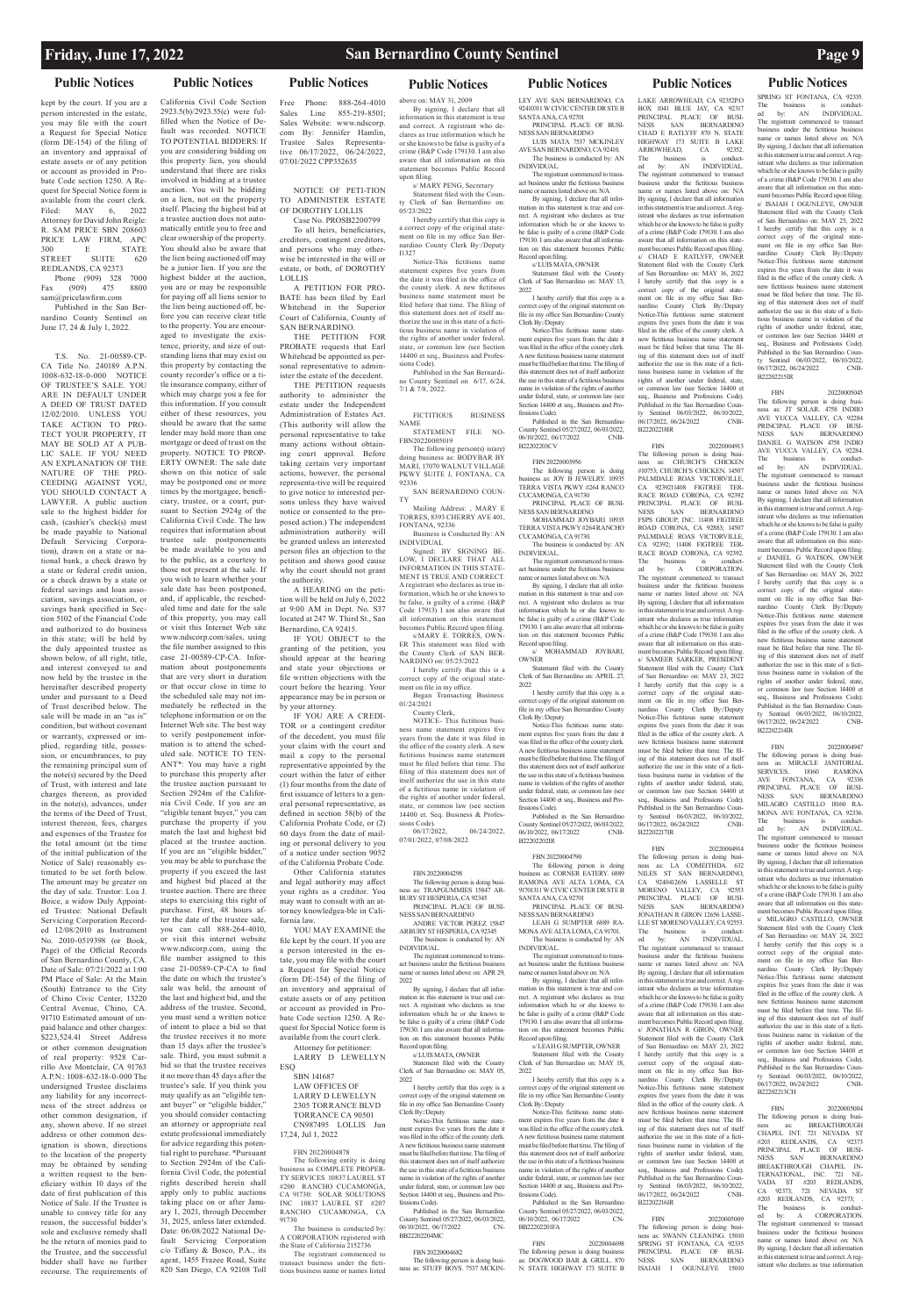kept by the court. If you are a person interested in the estate, you may file with the court a Request for Special Notice (form DE-154) of the filing of an inventory and appraisal of estate assets or of any petition or account as provided in Probate Code section 1250. A Request for Special Notice form is available from the court clerk.

Filed: MAY 6, 2022

Attorney for David John Reigle:

R. SAM PRICE SBN 208603

PRICE LAW FIRM, APC

300 E STATE STREET SUITE 620

REDLANDS, CA 92373

Phone (909) 328 7000

Fax (909) 475 8800

sam@pricelawfirm.com

Published in the San Bernardino County Sentinel on June 17, 24 & July 1, 2022.

T.S. No. 21-00589-CP-CA Title No. 240189 A.P.N. 1008-632-18-0-000 NOTICE OF TRUSTEE'S SALE. YOU ARE IN DEFAULT UNDER A DEED OF TRUST DATED 12/02/2010. UNLESS YOU TAKE ACTION TO PROTECT YOUR PROPERTY, IT MAY BE SOLD AT A PUBLIC SALE. IF YOU NEED AN EXPLANATION OF THE NATURE OF THE PROCEEDING AGAINST YOU, YOU SHOULD CONTACT A LAWYER. A public auction sale to the highest bidder for cash, (cashier's check(s) must be made payable to National Default Servicing Corporation), drawn on a state or national bank, a check drawn by a state or federal credit union, or a check drawn by a state or federal savings and loan association, savings association, or savings bank specified in Section 5102 of the Financial Code and authorized to do business in this state; will be held by the duly appointed trustee as shown below, of all right, title, and interest conveyed to and now held by the trustee in the hereinafter described property under and pursuant to a Deed of Trust described below. The sale will be made in an "as is" condition, but without covenant or warranty, expressed or implied, regarding title, possession, or encumbrances, to pay the remaining principal sum of the note(s) secured by the Deed of Trust, with interest and late charges thereon, as provided in the note(s), advances, under the terms of the Deed of Trust, interest thereon, fees, charges and expenses of the Trustee for the total amount (at the time of the initial publication of the Notice of Sale) reasonably estimated to be set forth below. The amount may be greater on the day of sale. Trustor: Loa J. Boice, a widow Duly Appointed Trustee: National Default Servicing Corporation Recorded 12/08/2010 as Instrument No. 2010-0519398 (or Book, Page) of the Official Records of San Bernardino County, CA. Date of Sale: 07/21/2022 at 1:00 PM Place of Sale: At the Main (South) Entrance to the City of Chino Civic Center, 13220 Central Avenue, Chino, CA. 91710 Estimated amount of unpaid balance and other charges: $223,524.41 Street Address or other common designation of real property: 9528 Carrillo Ave Montclair, CA 91763 A.P.N.: 1008-632-18-0-000 The undersigned Trustee disclaims any liability for any incorrectness of the street address or other common designation, if any, shown above. If no street address or other common designation is shown, directions to the location of the property may be obtained by sending a written request to the beneficiary within 10 days of the date of first publication of this Notice of Sale. If the Trustee is unable to convey title for any reason, the successful bidder's sole and exclusive remedy shall be the return of monies paid to the Trustee, and the successful bidder shall have no further recourse. The requirements of California Civil Code Section 2923.5(b)/2923.55(c) were fulfilled when the Notice of Default was recorded. NOTICE TO POTENTIAL BIDDERS: If you are considering bidding on this property lien, you should understand that there are risks involved in bidding at a trustee auction. You will be bidding on a lien, not on the property itself. Placing the highest bid at a trustee auction does not automatically entitle you to free and clear ownership of the property. You should also be aware that the lien being auctioned off may be a junior lien. If you are the highest bidder at the auction, you are or may be responsible for paying off all liens senior to the lien being auctioned off, before you can receive clear title to the property. You are encouraged to investigate the existence, priority, and size of outstanding liens that may exist on this property by contacting the county recorder's office or a title insurance company, either of which may charge you a fee for this information. If you consult either of these resources, you should be aware that the same lender may hold more than one mortgage or deed of trust on the property. NOTICE TO PROPERTY OWNER: The sale date shown on this notice of sale may be postponed one or more times by the mortgagee, beneficiary, trustee, or a court, pursuant to Section 2924g of the California Civil Code. The law requires that information about trustee sale postponements be made available to you and to the public, as a courtesy to those not present at the sale. If you wish to learn whether your sale date has been postponed, and, if applicable, the rescheduled time and date for the sale of this property, you may call or visit this Internet Web site www.ndscorp.com/sales, using the file number assigned to this case 21-00589-CP-CA. Information about postponements that are very short in duration or that occur close in time to the scheduled sale may not immediately be reflected in the telephone information or on the Internet Web site. The best way to verify postponement information is to attend the scheduled sale. NOTICE TO TENANT*: You may have a right to purchase this property after the trustee auction pursuant to Section 2924m of the California Civil Code. If you are an "eligible tenant buyer," you can purchase the property if you match the last and highest bid placed at the trustee auction. If you are an "eligible bidder," you may be able to purchase the property if you exceed the last and highest bid placed at the trustee auction. There are three steps to exercising this right of purchase. First, 48 hours after the date of the trustee sale, you can call 888-264-4010, or visit this internet website www.ndscorp.com, using the file number assigned to this case 21-00589-CP-CA to find the date on which the trustee's sale was held, the amount of the last and highest bid, and the address of the trustee. Second, you must send a written notice of intent to place a bid so that the trustee receives it no more than 15 days after the trustee's sale. Third, you must submit a bid so that the trustee receives it no more than 45 days after the trustee's sale. If you think you may qualify as an "eligible tenant buyer" or "eligible bidder," you should consider contacting an attorney or appropriate real estate professional immediately for advice regarding this potential right to purchase. *Pursuant to Section 2924m of the California Civil Code, the potential rights described herein shall apply only to public auctions taking place on or after January 1, 2021, through December 31, 2025, unless later extended. Date: 06/08/2022 National Default Servicing Corporation c/o Tiffany & Bosco, P.A., its agent, 1455 Frazee Road, Suite 820 San Diego, CA 92108 Toll Free Phone: 888-264-4010 Sales Line 855-219-8501; Sales Website: www.ndscorp.com By: Jennifer Hamlin, Trustee Sales Representative 06/17/2022, 06/24/2022, 07/01/2022 CPP352635

NOTICE OF PETITION TO ADMINISTER ESTATE OF DOROTHY LOLLIS

Case No. PROSB2200799

To all heirs, beneficiaries, creditors, contingent creditors, and persons who may otherwise be interested in the will or estate, or both, of DOROTHY LOLLIS

A PETITION FOR PROBATE has been filed by Earl Whitehead in the Superior Court of California, County of SAN BERNARDINO.

THE PETITION FOR PROBATE requests that Earl Whitehead be appointed as personal representative to administer the estate of the decedent.

THE PETITION requests authority to administer the estate under the Independent Administration of Estates Act. (This authority will allow the personal representative to take many actions without obtaining court approval. Before taking certain very important actions, however, the personal representa-tive will be required to give notice to interested persons unless they have waived notice or consented to the proposed action.) The independent administration authority will be granted unless an interested person files an objection to the petition and shows good cause why the court should not grant the authority.

A HEARING on the petition will be held on July 6, 2022 at 9:00 AM in Dept. No. S37 located at 247 W. Third St., San Bernardino, CA 92415.

IF YOU OBJECT to the granting of the petition, you should appear at the hearing and state your objections or file written objections with the court before the hearing. Your appearance may be in person or by your attorney.

IF YOU ARE A CREDITOR or a contingent creditor of the decedent, you must file your claim with the court and mail a copy to the personal representative appointed by the court within the later of either (1) four months from the date of first issuance of letters to a general personal representative, as defined in section 58(b) of the California Probate Code, or (2) 60 days from the date of mailing or personal delivery to you of a notice under section 9052 of the California Probate Code.

Other California statutes and legal authority may affect your rights as a creditor. You may want to consult with an attorney knowledgea-ble in California law.

YOU MAY EXAMINE the file kept by the court. If you are a person interested in the estate, you may file with the court a Request for Special Notice (form DE-154) of the filing of an inventory and appraisal of estate assets or of any petition or account as provided in Probate Code section 1250. A Request for Special Notice form is available from the court clerk.

Attorney for petitioner:

LARRY D LEWELLYN ESQ

SBN 141687

LAW OFFICES OF

LARRY D LEWELLYN

2305 TORRANCE BLVD

TORRANCE CA 90501

CN987495 LOLLIS Jun 17,24, Jul 1, 2022

FBN 20220004878

The following entity is doing business as COMPLETE PROPERTY SERVICES 10837 LAUREL ST #200 RANCHO CUCAMONGA, CA 91730: SOLAR SOLUTIONS INC 10837 LAUREL ST #207 RANCHO CUCAMONGA, CA 91730

The business is conducted by: A CORPORATION registered with the State of California 2152736

The registrant commenced to transact business under the fictitious business name or names listed above on: MAY 31, 2009

By signing, I declare that all information in this statement is true and correct. A registrant who declares as true information which he or she knows to be false is guilty of a crime (B&P Code 179130. I am also aware that all information on this statement becomes Public Record upon filing.

s/ MARY PENG, Secretary

Statement filed with the County Clerk of San Bernardino on: 05/23/2022

I hereby certify that this copy is a correct copy of the original statement on file in my office San Bernardino County Clerk By:/Deputy I1327

Notice-This fictitious name statement expires five years from the date it was filed in the office of the county clerk. A new fictitious business name statement must be filed before that time. The filing of this statement does not of itself authorize the use in this state of a fictitious business name in violation of the rights of another under federal, state, or common law (see Section 14400 et seq., Business and Professions Code).

Published in the San Bernardino County Sentinel on 6/17, 6/24, 7/1 & 7/8, 2022.

FICTITIOUS BUSINESS NAME STATEMENT FILE NO-FBN20220005019

The following person(s) is(are) doing business as: BODYBAR BY MARI, 17070 WALNUT VILLAGE PKWY SUITE J, FONTANA, CA 92336

SAN BERNARDINO COUNTY

Mailing Address: , MARY E TORRES, 8393 CHERRY AVE 401, FONTANA, 92336

Business is Conducted By: AN INDIVIDUAL

Signed: BY SIGNING BELOW, I DECLARE THAT ALL INFORMATION IN THIS STATEMENT IS TRUE AND CORRECT. A registrant who declares as true information, which he or she knows to be false, is guilty of a crime. (B&P Code 17913) I am also aware that all information on this statement becomes Public Record upon filing.

s/MARY E. TORRES, OWNER This statement was filed with the County Clerk of SAN BERNARDINO on: 05/25/2022

I hereby certify that this is a correct copy of the original statement on file in my office.

Began Transacting Business: 01/24/2021

County Clerk,

NOTICE- This fictitious business name statement expires five years from the date it was filed in the office of the county clerk. A new fictitious business name statement must be filed before that time. The filing of this statement does not of itself authorize the use in this state of a fictitious name in violation of the rights of another under federal, state, or common law (see section 14400 et. Seq. Business & Professions Code).

06/17/2022, 06/24/2022, 07/01/2022, 07/08/2022

FBN 20220004298

The following person is doing business as: TRAPGUMMIES 15847 ARBURY ST HESPERIA, CA 92345

PRINCIPAL PLACE OF BUSINESS SAN BERNARDINO

ANDRE VICTOR PEREZ 15847 ARBURY ST HESPERIA, CA 92345

The business is conducted by: AN INDIVIDUAL.

The registrant commenced to transact business under the fictitious business name or names listed above on: APR 29, 2022

By signing, I declare that all information in this statement is true and correct. A registrant who declares as true information which he or she knows to be false is guilty of a crime (B&P Code 179130. I am also aware that all information on this statement becomes Public Record upon filing.

s/ LUIS MATA, OWNER

Statement filed with the County Clerk of San Bernardino on: MAY 05, 2022

I hereby certify that this copy is a correct copy of the original statement on file in my office San Bernardino County Clerk By:/Deputy

Notice-This fictitious name statement expires five years from the date it was filed in the office of the county clerk. A new fictitious business name statement must be filed before that time. The filing of this statement does not of itself authorize the use in this state of a fictitious business name in violation of the rights of another under federal, state, or common law (see Section 14400 et seq., Business and Professions Code).

Published in the San Bernardino County Sentinel 05/27/2022, 06/03/2022, 06/10/2022, 06/17/2022 CN-BB20220204MC

FBN 20220004682

The following person is doing business as: STUFF BOYS. 7537 MCKINLEY AVE SAN BERNARDINO, CA 92410311 W CIVIC CENTER DR STE B SANTA ANA, CA 92701

PRINCIPAL PLACE OF BUSINESS SAN BERNARDINO

LUIS MATA 7537 MCKINLEY AVE SAN BERNARDINO, CA 92410.

The business is conducted by: AN INDIVIDUAL.

The registrant commenced to transact business under the fictitious business name or names listed above on: N/A

By signing, I declare that all information in this statement is true and correct. A registrant who declares as true information which he or she knows to be false is guilty of a crime (B&P Code 179130. I am also aware that all information on this statement becomes Public Record upon filing.

s/ LUIS MATA, OWNER

Statement filed with the County Clerk of San Bernardino on: MAY 13, 2022

I hereby certify that this copy is a correct copy of the original statement on file in my office San Bernardino County Clerk By:/Deputy

Notice-This fictitious name statement expires five years from the date it was filed in the office of the county clerk. A new fictitious business name statement must be filed before that time. The filing of this statement does not of itself authorize the use in this state of a fictitious business name in violation of the rights of another under federal, state, or common law (see Section 14400 et seq., Business and Professions Code).

Published in the San Bernardino County Sentinel 05/27/2022, 06/03/2022, 06/10/2022, 06/17/2022 CNB-B22202203CV

FBN 20220003956

The following person is doing business as: JOY B JEWELRY. 10935 TERRA VISTA PKWY #264 RANCO CUCAMONGA, CA 91730

PRINCIPAL PLACE OF BUSINESS SAN BERNARDINO

MOHAMMAD JOYBARI 10935 TERRA VISTA PKWY #264 RANCHO CUCAMONGA, CA 91730.

The business is conducted by: AN INDIVIDUAL.

The registrant commenced to transact business under the fictitious business name or names listed above on: N/A

By signing, I declare that all information in this statement is true and correct. A registrant who declares as true information which he or she knows to be false is guilty of a crime (B&P Code 179130. I am also aware that all information on this statement becomes Public Record upon filing.

s/ MOHAMMAD JOYBARI, OWNER

Statement filed with the County Clerk of San Bernardino on: APRIL 27, 2022

I hereby certify that this copy is a correct copy of the original statement on file in my office San Bernardino County Clerk By:/Deputy

Notice-This fictitious name statement expires five years from the date it was filed in the office of the county clerk. A new fictitious business name statement must be filed before that time. The filing of this statement does not of itself authorize the use in this state of a fictitious business name in violation of the rights of another under federal, state, or common law (see Section 14400 et seq., Business and Professions Code).

Published in the San Bernardino County Sentinel 05/27/2022, 06/03/2022, 06/10/2022, 06/17/2022 CNB-B22202202IR

FBN 20220004790

The following person is doing business as: CORNER EATERY. 6889 RAMONA AVE ALTA LOMA, CA 91701311 W CIVIC CENTER DR STE B SANTA ANA, CA 92701

PRINCIPAL PLACE OF BUSINESS SAN BERNARDINO

LEAH G SUMPTER 6889 RAMONA AVE ALTA LOMA, CA 91701.

The business is conducted by: AN INDIVIDUAL.

The registrant commenced to transact business under the fictitious business name or names listed above on: N/A

By signing, I declare that all information in this statement is true and correct. A registrant who declares as true information which he or she knows to be false is guilty of a crime (B&P Code 179130. I am also aware that all information on this statement becomes Public Record upon filing.

s/ LEAH G SUMPTER, OWNER

Statement filed with the County Clerk of San Bernardino on: MAY 18, 2022

I hereby certify that this copy is a correct copy of the original statement on file in my office San Bernardino County Clerk By:/Deputy

Notice-This fictitious name statement expires five years from the date it was filed in the office of the county clerk. A new fictitious business name statement must be filed before that time. The filing of this statement does not of itself authorize the use in this state of a fictitious business name in violation of the rights of another under federal, state, or common law (see Section 14400 et seq., Business and Professions Code).

Published in the San Bernardino County Sentinel 05/27/2022, 06/03/2022, 06/10/2022, 06/17/2022 CN-BB22202201FA

FBN 20220004698

The following person is doing business as: DOGWOOD BAR & GRILL. 870 N. STATE HIGHWAY 173 SUITE B LAKE ARROWHEAD, CA 92352PO BOX 1041 BLUE JAY, CA 92317

PRINCIPAL PLACE OF BUSINESS SAN BERNARDINO

CHAD E RATLYFF 870 N. STATE HIGHWAY 173 SUITE B LAKE ARROWHEAD, CA 92352.

The business is conducted by: AN INDIVIDUAL.

The registrant commenced to transact business under the fictitious business name or names listed above on: N/A

By signing, I declare that all information in this statement is true and correct. A registrant who declares as true information which he or she knows to be false is guilty of a crime (B&P Code 179130. I am also aware that all information on this statement becomes Public Record upon filing.

s/ CHAD E RATLYFF, OWNER

Statement filed with the County Clerk of San Bernardino on: MAY 16, 2022

I hereby certify that this copy is a correct copy of the original statement on file in my office San Bernardino County Clerk By:/Deputy

Notice-This fictitious name statement expires five years from the date it was filed in the office of the county clerk. A new fictitious business name statement must be filed before that time. The filing of this statement does not of itself authorize the use in this state of a fictitious business name in violation of the rights of another under federal, state, or common law (see Section 14400 et seq., Business and Professions Code).

Published in the San Bernardino County Sentinel 06/03/2022, 06/10/2022, 06/17/2022, 06/24/2022 CNB-B22202218IR

FBN 20220004913

The following person is doing business as: CHURCH'S CHICKEN #10753; CHURCH'S CHICKEN. 14507 PALMDALE ROAS VICTORVILLE, CA 923921408 FIGTREE TERRACE ROAD CORONA, CA 92392

PRINCIPAL PLACE OF BUSINESS SAN BERNARDINO

FSPS GROUP, INC. 11408 FIGTREE ROAD CORONA, CA 92883; 14507 PALMDALE ROAS VICTORVILLE, CA 92392; 11408 FIGTREE TERRACE ROAD CORONA, CA 92392.

The business is conducted by: A CORPORATION.

The registrant commenced to transact business under the fictitious business name or names listed above on: N/A

By signing, I declare that all information in this statement is true and correct. A registrant who declares as true information which he or she knows to be false is guilty of a crime (B&P Code 179130. I am also aware that all information on this statement becomes Public Record upon filing.

s/ SAMEER SARKER, PRESIDENT

Statement filed with the County Clerk of San Bernardino on: MAY 23, 2022

I hereby certify that this copy is a correct copy of the original statement on file in my office San Bernardino County Clerk By:/Deputy

Notice-This fictitious name statement expires five years from the date it was filed in the office of the county clerk. A new fictitious business name statement must be filed before that time. The filing of this statement does not of itself authorize the use in this state of a fictitious business name in violation of the rights of another under federal, state, or common law (see Section 14400 et seq., Business and Professions Code).

Published in the San Bernardino County Sentinel 06/03/2022, 06/10/2022, 06/17/2022, 06/24/2022 CNB-B22202217IR

FBN 20220004914

The following person is doing business as: LA COMEITHDA. 632 NILES ST SAN BERNARDINO, CA 924042656 LASSELLE ST MORENO VALLEY, CA 92553

PRINCIPAL PLACE OF BUSINESS SAN BERNARDINO

JONATHAN R GIRON 12656 LASSELLE ST MORENO VALLEY, CA 92553.

The business is conducted by: AN INDIVIDUAL.

The registrant commenced to transact business under the fictitious business name or names listed above on: N/A

By signing, I declare that all information in this statement is true and correct. A registrant who declares as true information which he or she knows to be false is guilty of a crime (B&P Code 179130. I am also aware that all information on this statement becomes Public Record upon filing.

s/ JONATHAN R GIRON, OWNER

Statement filed with the County Clerk of San Bernardino on: MAY 23, 2022

I hereby certify that this copy is a correct copy of the original statement on file in my office San Bernardino County Clerk By:/Deputy

Notice-This fictitious name statement expires five years from the date it was filed in the office of the county clerk. A new fictitious business name statement must be filed before that time. The filing of this statement does not of itself authorize the use in this state of a fictitious business name in violation of the rights of another under federal, state, or common law (see Section 14400 et seq., Business and Professions Code).

Published in the San Bernardino County Sentinel 06/03/2022, 06/10/2022, 06/17/2022, 06/24/2022 CNB-B22202216IR

FBN 20220005009

The following person is doing business as: SWANN CLEANING. 15010 SPRING ST FONTANA, CA 92335

PRINCIPAL PLACE OF BUSINESS SAN BERNARDINO

ISAIAH I OGUNLEYE 15010 SPRING ST FONTANA, CA 92335.

The business is conducted by: AN INDIVIDUAL.

The registrant commenced to transact business under the fictitious business name or names listed above on: N/A

By signing, I declare that all information in this statement is true and correct. A registrant who declares as true information which he or she knows to be false is guilty of a crime (B&P Code 179130. I am also aware that all information on this statement becomes Public Record upon filing.

s/ ISAIAH I OGUNLEYE, OWNER

Statement filed with the County Clerk of San Bernardino on: MAY 25, 2022

I hereby certify that this copy is a correct copy of the original statement on file in my office San Bernardino County Clerk By:/Deputy

Notice-This fictitious name statement expires five years from the date it was filed in the office of the county clerk. A new fictitious business name statement must be filed before that time. The filing of this statement does not of itself authorize the use in this state of a fictitious business name in violation of the rights of another under federal, state, or common law (see Section 14400 et seq., Business and Professions Code).

Published in the San Bernardino County Sentinel 06/03/2022, 06/10/2022, 06/17/2022, 06/24/2022 CNB-B22202215IR

FBN 20220005045

The following person is doing business as: JT SOLAR. 4758 INDIO AVE YUCCA VALLEY, CA 92284

PRINCIPAL PLACE OF BUSINESS SAN BERNARDINO

DANIEL G WATSON 4758 INDIO AVE YUCCA VALLEY, CA 92284.

The business is conducted by: AN INDIVIDUAL.

The registrant commenced to transact business under the fictitious business name or names listed above on: N/A

By signing, I declare that all information in this statement is true and correct. A registrant who declares as true information which he or she knows to be false is guilty of a crime (B&P Code 179130. I am also aware that all information on this statement becomes Public Record upon filing.

s/ DANIEL G WATSON, OWNER

Statement filed with the County Clerk of San Bernardino on: MAY 26, 2022

I hereby certify that this copy is a correct copy of the original statement on file in my office San Bernardino County Clerk By:/Deputy

Notice-This fictitious name statement expires five years from the date it was filed in the office of the county clerk. A new fictitious business name statement must be filed before that time. The filing of this statement does not of itself authorize the use in this state of a fictitious business name in violation of the rights of another under federal, state, or common law (see Section 14400 et seq., Business and Professions Code).

Published in the San Bernardino County Sentinel 06/03/2022, 06/10/2022, 06/17/2022, 06/24/2022 CNB-B22202214IR

FBN 20220004947

The following person is doing business as: MIRACLE JANITORIAL SERVICES. 18160 RAMONA AVE FONTANA, CA 92336

PRINCIPAL PLACE OF BUSINESS SAN BERNARDINO

MILAGRO CASTILLO 18160 RAMONA AVE FONTANA, CA 92336.

The business is conducted by: AN INDIVIDUAL.

The registrant commenced to transact business under the fictitious business name or names listed above on: N/A

By signing, I declare that all information in this statement is true and correct. A registrant who declares as true information which he or she knows to be false is guilty of a crime (B&P Code 179130. I am also aware that all information on this statement becomes Public Record upon filing.

s/ MILAGRO CASTILLO, OWNER

Statement filed with the County Clerk of San Bernardino on: MAY 24, 2022

I hereby certify that this copy is a correct copy of the original statement on file in my office San Bernardino County Clerk By:/Deputy

Notice-This fictitious name statement expires five years from the date it was filed in the office of the county clerk. A new fictitious business name statement must be filed before that time. The filing of this statement does not of itself authorize the use in this state of a fictitious business name in violation of the rights of another under federal, state, or common law (see Section 14400 et seq., Business and Professions Code).

Published in the San Bernardino County Sentinel 06/03/2022, 06/10/2022, 06/17/2022, 06/24/2022 CNB-B22202213CH

FBN 20220005004

The following person is doing business as: BREAKTHROUGH CHAPEL INT. 721 NEVADA ST #203 REDLANDS, CA 92373

PRINCIPAL PLACE OF BUSINESS SAN BERNARDINO

BREAKTHROUGH CHAPEL INTERNATIONAL, INC. 721 NEVADA ST #203 REDLANDS, CA 92373; 721 NEVADA ST #203 REDLANDS, CA 92373; .

The business is conducted by: A CORPORATION.

The registrant commenced to transact business under the fictitious business name or names listed above on: N/A

By signing, I declare that all information in this statement is true and correct. A registrant who declares as true information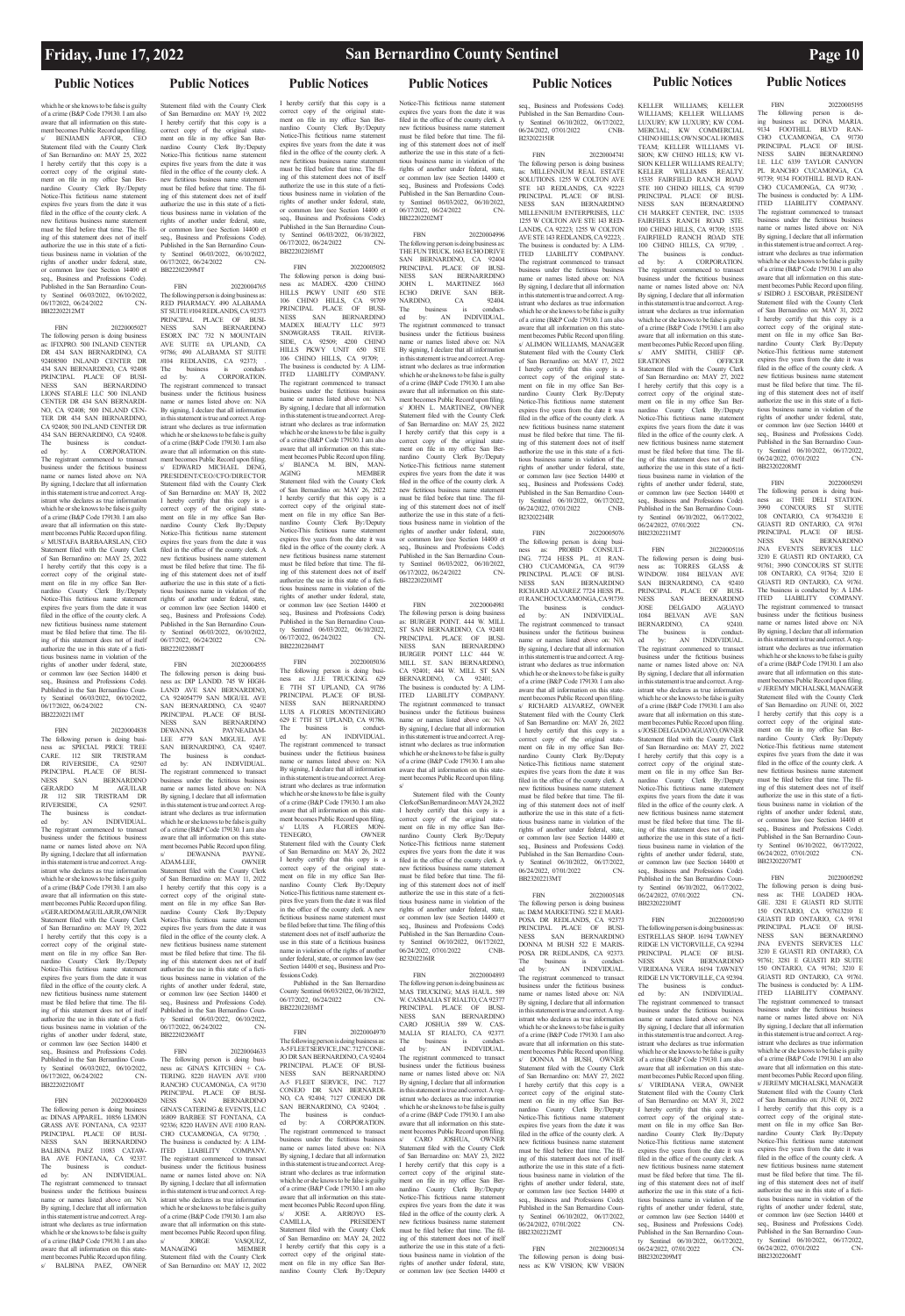## Public Notices

which he or she knows to be false is guilty of a crime (B&P Code 179130. I am also aware that all information on this statement becomes Public Record upon filing.
s/ BENJAMIN AFFOR, CEO
Statement filed with the County Clerk of San Bernardino on: MAY 25, 2022
I hereby certify that this copy is a correct copy of the original statement on file in my office San Bernardino County Clerk By:/Deputy
Notice-This fictitious name statement expires five years from the date it was filed in the office of the county clerk. A new fictitious business name statement must be filed before that time. The filing of this statement does not of itself authorize the use in this state of a fictitious business name in violation of the rights of another under federal, state, or common law (see Section 14400 et seq., Business and Professions Code).
Published in the San Bernardino County Sentinel 06/03/2022, 06/10/2022, 06/17/2022, 06/24/2022 CNBB22202212MT

FBN 20220005027
The following person is doing business as: IFIXPRO. 500 INLAND CENTER DR 434 SAN BERNARDINO, CA 92408500 INLAND CENTER DR 434 SAN BERNARDINO, CA 92408
PRINCIPAL PLACE OF BUSINESS SAN BERNARDINO LIONS STABLE LLC 500 INLAND CENTER DR 434 SAN BERNARDINO, CA 92408; 500 INLAND CENTER DR 434 SAN BERNARDINO, CA 92408; 500 INLAND CENTER DR 434 SAN BERNARDINO, CA 92408.
The business is conducted by: A CORPORATION.
The registrant commenced to transact business under the fictitious business name or names listed above on: N/A
By signing, I declare that all information in this statement is true and correct. A registrant who declares as true information which he or she knows to be false is guilty of a crime (B&P Code 179130. I am also aware that all information on this statement becomes Public Record upon filing.
s/ MUSTAFA BARBAARSLAN, CEO
Statement filed with the County Clerk of San Bernardino on: MAY 25, 2022
I hereby certify that this copy is a correct copy of the original statement on file in my office San Bernardino County Clerk By:/Deputy
Notice-This fictitious name statement expires five years from the date it was filed in the office of the county clerk. A new fictitious business name statement must be filed before that time. The filing of this statement does not of itself authorize the use in this state of a fictitious business name in violation of the rights of another under federal, state, or common law (see Section 14400 et seq., Business and Professions Code).
Published in the San Bernardino County Sentinel 06/03/2022, 06/10/2022, 06/17/2022, 06/24/2022 CNBB22202211MT

FBN 20220004838
The following person is doing business as: SPECIAL PRICE TREE CARE. 112 SIR TRISTRAM DR RIVERSIDE, CA 92507
PRINCIPAL PLACE OF BUSINESS SAN BERNARDINO GERARDO M AGUILAR JR 112 SIR TRISTRAM DR RIVERSIDE, CA 92507.
The business is conducted by: AN INDIVIDUAL.
The registrant commenced to transact business under the fictitious business name or names listed above on: N/A
By signing, I declare that all information in this statement is true and correct. A registrant who declares as true information which he or she knows to be false is guilty of a crime (B&P Code 179130. I am also aware that all information on this statement becomes Public Record upon filing.
s/GERARDOMAGUILARJR, OWNER
Statement filed with the County Clerk of San Bernardino on: MAY 19, 2022
I hereby certify that this copy is a correct copy of the original statement on file in my office San Bernardino County Clerk By:/Deputy
Notice-This fictitious name statement expires five years from the date it was filed in the office of the county clerk. A new fictitious business name statement must be filed before that time. The filing of this statement does not of itself authorize the use in this state of a fictitious business name in violation of the rights of another under federal, state, or common law (see Section 14400 et seq., Business and Professions Code).
Published in the San Bernardino County Sentinel 06/03/2022, 06/10/2022, 06/17/2022, 06/24/2022 CNBB22202210MT

FBN 20220004820
The following person is doing business as: DIVAS APPAREL. 10856 LEMON GRASS AVE FONTANA, CA 92337
PRINCIPAL PLACE OF BUSINESS SAN BERNARDINO BALBINA PAEZ 11083 CATAWBA AVE FONTANA, CA 92337.
The business is conducted by: AN INDIVIDUAL.
The registrant commenced to transact business under the fictitious business name or names listed above on: N/A
By signing, I declare that all information in this statement is true and correct. A registrant who declares as true information which he or she knows to be false is guilty of a crime (B&P Code 179130. I am also aware that all information on this statement becomes Public Record upon filing.
s/ BALBINA PAEZ, OWNER
Statement filed with the County Clerk of San Bernardino on: MAY 19, 2022
I hereby certify that this copy is a correct copy of the original statement on file in my office San Bernardino County Clerk By:/Deputy
Notice-This fictitious name statement expires five years from the date it was filed in the office of the county clerk. A new fictitious business name statement must be filed before that time. The filing of this statement does not of itself authorize the use in this state of a fictitious business name in violation of the rights of another under federal, state, or common law (see Section 14400 et seq., Business and Professions Code).
Published in the San Bernardino County Sentinel 06/03/2022, 06/10/2022, 06/17/2022, 06/24/2022 CNBB22202209MT

FBN 20220004765
The following person is doing business as: RED PHARMACY. 490 ALABAMA ST SUITE #104 REDLANDS, CA 92373
PRINCIPAL PLACE OF BUSINESS SAN BERNARDINO ESORX INC 732 N MOUNTAIN AVE SUITE 6A UPLAND, CA 91786; 490 ALABAMA ST SUITE #104 REDLANDS, CA 92373; .
The business is conducted by: A CORPORATION.
The registrant commenced to transact business under the fictitious business name or names listed above on: N/A
By signing, I declare that all information in this statement is true and correct. A registrant who declares as true information which he or she knows to be false is guilty of a crime (B&P Code 179130. I am also aware that all information on this statement becomes Public Record upon filing.
s/ EDWARD MICHAEL DENG, PRESIDENT/CEO/CFO/DIRECTOR
Statement filed with the County Clerk of San Bernardino on: MAY 18, 2022
I hereby certify that this copy is a correct copy of the original statement on file in my office San Bernardino County Clerk By:/Deputy
Notice-This fictitious name statement expires five years from the date it was filed in the office of the county clerk. A new fictitious business name statement must be filed before that time. The filing of this statement does not of itself authorize the use in this state of a fictitious business name in violation of the rights of another under federal, state, or common law (see Section 14400 et seq., Business and Professions Code).
Published in the San Bernardino County Sentinel 06/03/2022, 06/10/2022, 06/17/2022, 06/24/2022 CNBB22202208MT

FBN 20220004555
The following person is doing business as: DIP LANDD. 745 W HIGHLAND AVE SAN BERNARDINO, CA 924054779 SAN MIGUEL AVE SAN BERNARDINO, CA 92407
PRINCIPAL PLACE OF BUSINESS SAN BERNARDINO DEWANNA PAYNEADAMLEE 4779 SAN MIGUEL AVE SAN BERNARDINO, CA 92407.
The business is conducted by: AN INDIVIDUAL.
The registrant commenced to transact business under the fictitious business name or names listed above on: N/A
By signing, I declare that all information in this statement is true and correct. A registrant who declares as true information which he or she knows to be false is guilty of a crime (B&P Code 179130. I am also aware that all information on this statement becomes Public Record upon filing.
s/ DEWANNA PAYNE-ADAM-LEE, OWNER
Statement filed with the County Clerk of San Bernardino on: MAY 11, 2022
I hereby certify that this copy is a correct copy of the original statement on file in my office San Bernardino County Clerk By:/Deputy
Notice-This fictitious name statement expires five years from the date it was filed in the office of the county clerk. A new fictitious business name statement must be filed before that time. The filing of this statement does not of itself authorize the use in this state of a fictitious business name in violation of the rights of another under federal, state, or common law (see Section 14400 et seq., Business and Professions Code).
Published in the San Bernardino County Sentinel 06/03/2022, 06/10/2022, 06/17/2022, 06/24/2022 CNBB22202206MT

FBN 20220004633
The following person is doing business as: GINA'S KITCHEN - CATERING. 8220 HAVEN AVE #100 RANCHO CUCAMONGA, CA 91730
PRINCIPAL PLACE OF BUSINESS SAN BERNARDINO GINA'S CATERING & EVENTS, LLC 16809 BARBEE ST FONTANA, CA 92336; 8220 HAVEN AVE #100 RANCHO CUCAMONGA, CA 91730; .
The business is conducted by: A LIMITED LIABILITY COMPANY.
The registrant commenced to transact business under the fictitious business name or names listed above on: N/A
By signing, I declare that all information in this statement is true and correct. A registrant who declares as true information which he or she knows to be false is guilty of a crime (B&P Code 179130. I am also aware that all information on this statement becomes Public Record upon filing.
s/ JORGE VASQUEZ, MANAGING MEMBER
Statement filed with the County Clerk of San Bernardino on: MAY 12, 2022
I hereby certify that this copy is a correct copy of the original statement on file in my office San Bernardino County Clerk By:/Deputy
Notice-This fictitious name statement expires five years from the date it was filed in the office of the county clerk. A new fictitious business name statement must be filed before that time. The filing of this statement does not of itself authorize the use in this state of a fictitious business name in violation of the rights of another under federal, state, or common law (see Section 14400 et seq., Business and Professions Code).
Published in the San Bernardino County Sentinel 06/03/2022, 06/10/2022, 06/17/2022, 06/24/2022 CNBB22202205MT

FBN 20220005052
The following person is doing business as: MADEX. 4200 CHINO HILLS PKWY UNIT 650 STE 106 CHINO HILLS, CA 91709
PRINCIPAL PLACE OF BUSINESS SAN BERNARDINO MADEX BEAUTY LLC 5973 SNOWGRASS TRAIL RIVERSIDE, CA 92509; 4200 CHINO HILLS PKWY UNIT 650 STE 106 CHINO HILLS, CA 91709; .
The business is conducted by: A LIMITED LIABILITY COMPANY.
The registrant commenced to transact business under the fictitious business name or names listed above on: N/A
By signing, I declare that all information in this statement is true and correct. A registrant who declares as true information which he or she knows to be false is guilty of a crime (B&P Code 179130. I am also aware that all information on this statement becomes Public Record upon filing.
s/ BIANCA M. BIN, MANAGING MEMBER
Statement filed with the County Clerk of San Bernardino on: MAY 26, 2022
I hereby certify that this copy is a correct copy of the original statement on file in my office San Bernardino County Clerk By:/Deputy
Notice-This fictitious name statement expires five years from the date it was filed in the office of the county clerk. A new fictitious business name statement must be filed before that time. The filing of this statement does not of itself authorize the use in this state of a fictitious business name in violation of the rights of another under federal, state, or common law (see Section 14400 et seq., Business and Professions Code).
Published in the San Bernardino County Sentinel 06/03/2022, 06/10/2022, 06/17/2022, 06/24/2022 CNBB22202204MT

FBN 20220005036
The following person is doing business as: J.J.E TRUCKING. 629 E 7TH ST UPLAND, CA 91786
PRINCIPAL PLACE OF BUSINESS SAN BERNARDINO LUIS A FLORES MONTENEGRO 629 E 7TH ST UPLAND, CA 91786.
The business is conducted by: AN INDIVIDUAL.
The registrant commenced to transact business under the fictitious business name or names listed above on: N/A
By signing, I declare that all information in this statement is true and correct. A registrant who declares as true information which he or she knows to be false is guilty of a crime (B&P Code 179130. I am also aware that all information on this statement becomes Public Record upon filing.
s/ LUIS A FLORES MONTENEGRO, OWNER
Statement filed with the County Clerk of San Bernardino on: MAY 26, 2022
I hereby certify that this copy is a correct copy of the original statement on file in my office San Bernardino County Clerk By:/Deputy
Notice-This fictitious name statement expires five years from the date it was filed in the office of the county clerk. A new fictitious business name statement must be filed before that time. The filing of this statement does not of itself authorize the use in this state of a fictitious business name in violation of the rights of another under federal, state, or common law (see Section 14400 et seq., Business and Professions Code).
Published in the San Bernardino County Sentinel 06/03/2022, 06/10/2022, 06/17/2022, 06/24/2022 CNBB22202203MT

FBN 20220004970
The following person is doing business as: A-5 FLEET SERVICE, INC. 7127 CONEJO DR SAN BERNARDINO, CA 92404
PRINCIPAL PLACE OF BUSINESS SAN BERNARDINO A-5 FLEET SERVICE, INC 7127 CONEJO DR SAN BERNARDINO, CA 92404; 7127 CONEJO DR SAN BERNARDINO, CA 92404; .
The business is conducted by: A CORPORATION.
The registrant commenced to transact business under the fictitious business name or names listed above on: N/A
By signing, I declare that all information in this statement is true and correct. A registrant who declares as true information which he or she knows to be false is guilty of a crime (B&P Code 179130. I am also aware that all information on this statement becomes Public Record upon filing.
s/ JOSE A. ARROYO ESCAMILLA, PRESIDENT
Statement filed with the County Clerk of San Bernardino on: MAY 24, 2022
I hereby certify that this copy is a correct copy of the original statement on file in my office San Bernardino County Clerk By:/Deputy
Notice-This fictitious name statement expires five years from the date it was filed in the office of the county clerk. A new fictitious business name statement must be filed before that time. The filing of this statement does not of itself authorize the use in this state of a fictitious business name in violation of the rights of another under federal, state, or common law (see Section 14400 et seq., Business and Professions Code).
Published in the San Bernardino County Sentinel 06/03/2022, 06/10/2022, 06/17/2022, 06/24/2022 CNBB22202202MT

FBN 20220004996
The following person is doing business as: THE FUN TRUCK. 1663 ECHO DRIVE SAN BERNARDINO, CA 92404
PRINCIPAL PLACE OF BUSINESS SAN BERNARDINO JOHN L MARTINEZ 1663 ECHO DRIVE SAN BERNARDINO, CA 92404.
The business is conducted by: AN INDIVIDUAL.
The registrant commenced to transact business under the fictitious business name or names listed above on: N/A
By signing, I declare that all information in this statement is true and correct. A registrant who declares as true information which he or she knows to be false is guilty of a crime (B&P Code 179130. I am also aware that all information on this statement becomes Public Record upon filing.
s/ JOHN L. MARTINEZ, OWNER
Statement filed with the County Clerk of San Bernardino on: MAY 25, 2022
I hereby certify that this copy is a correct copy of the original statement on file in my office San Bernardino County Clerk By:/Deputy
Notice-This fictitious name statement expires five years from the date it was filed in the office of the county clerk. A new fictitious business name statement must be filed before that time. The filing of this statement does not of itself authorize the use in this state of a fictitious business name in violation of the rights of another under federal, state, or common law (see Section 14400 et seq., Business and Professions Code).
Published in the San Bernardino County Sentinel 06/03/2022, 06/10/2022, 06/17/2022, 06/24/2022 CNBB22202201MT

FBN 20220004981
The following person is doing business as: BURGER POINT. 444 W. MILL ST SAN BERNARDINO, CA 92401
PRINCIPAL PLACE OF BUSINESS SAN BERNARDINO BURGER POINT LLC 444 W. MILL ST. SAN BERNARDINO, CA 92401; 444 W. MILL ST SAN BERNARDINO, CA 92401; .
The business is conducted by: A LIMITED LIABILITY COMPANY.
The registrant commenced to transact business under the fictitious business name or names listed above on: N/A
By signing, I declare that all information in this statement is true and correct. A registrant who declares as true information which he or she knows to be false is guilty of a crime (B&P Code 179130. I am also aware that all information on this statement becomes Public Record upon filing.
s/
Statement filed with the County Clerk of San Bernardino on: MAY 24, 2022
I hereby certify that this copy is a correct copy of the original statement on file in my office San Bernardino County Clerk By:/Deputy
Notice-This fictitious name statement expires five years from the date it was filed in the office of the county clerk. A new fictitious business name statement must be filed before that time. The filing of this statement does not of itself authorize the use in this state of a fictitious business name in violation of the rights of another under federal, state, or common law (see Section 14400 et seq., Business and Professions Code).
Published in the San Bernardino County Sentinel 06/10/2022, 06/17/2022, 06/24/2022, 07/01/2022 CNBB23202216IR

FBN 20220004893
The following person is doing business as: MAS TRUCKING; MAS HAUL. 589 W. CASMALIA ST RIALTO, CA 92377
PRINCIPAL PLACE OF BUSINESS SAN BERNARDINO CARO JOSHUA 589 W. CASMALIA ST RIALTO, CA 92377.
The business is conducted by: AN INDIVIDUAL.
The registrant commenced to transact business under the fictitious business name or names listed above on: N/A
By signing, I declare that all information in this statement is true and correct. A registrant who declares as true information which he or she knows to be false is guilty of a crime (B&P Code 179130. I am also aware that all information on this statement becomes Public Record upon filing.
s/ CARO JOSHUA, OWNER
Statement filed with the County Clerk of San Bernardino on: MAY 23, 2022
I hereby certify that this copy is a correct copy of the original statement on file in my office San Bernardino County Clerk By:/Deputy
Notice-This fictitious name statement expires five years from the date it was filed in the office of the county clerk. A new fictitious business name statement must be filed before that time. The filing of this statement does not of itself authorize the use in this state of a fictitious business name in violation of the rights of another under federal, state, or common law (see Section 14400 et seq., Business and Professions Code).
Published in the San Bernardino County Sentinel 06/10/2022, 06/17/2022, 06/24/2022, 07/01/2022 CNBB23202215IR

FBN 20220004741
The following person is doing business as: MILLENNIUM REAL ESTATE SOLUTIONS. 1255 W COLTON AVE STE 143 REDLANDS, CA 92223
PRINCIPAL PLACE OF BUSINESS SAN BERNARDINO MILLENNIUM ENTERPRISES, LLC 1255 W COLTON AVE STE 143 REDLANDS, CA 92223; 1255 W COLTON AVE STE 143 REDLANDS, CA 92223; .
The business is conducted by: A LIMITED LIABILITY COMPANY.
The registrant commenced to transact business under the fictitious business name or names listed above on: N/A
By signing, I declare that all information in this statement is true and correct. A registrant who declares as true information which he or she knows to be false is guilty of a crime (B&P Code 179130. I am also aware that all information on this statement becomes Public Record upon filing.
s/ ALIMON WILLIAMS, MANAGER
Statement filed with the County Clerk of San Bernardino on: MAY 17, 2022
I hereby certify that this copy is a correct copy of the original statement on file in my office San Bernardino County Clerk By:/Deputy
Notice-This fictitious name statement expires five years from the date it was filed in the office of the county clerk. A new fictitious business name statement must be filed before that time. The filing of this statement does not of itself authorize the use in this state of a fictitious business name in violation of the rights of another under federal, state, or common law (see Section 14400 et seq., Business and Professions Code).
Published in the San Bernardino County Sentinel 06/10/2022, 06/17/2022, 06/24/2022, 07/01/2022 CNBB23202214IR

FBN 20220005076
The following person is doing business as: PROBID CONSULTING. 7724 HESS PL. #1 RANCHO CUCAMONGA, CA 91739
PRINCIPAL PLACE OF BUSINESS SAN BERNARDINO RICHARD ALVAREZ 7724 HESS PL. #1 RANCHO CUCAMONGA, CA 91739.
The business is conducted by: AN INDIVIDUAL.
The registrant commenced to transact business under the fictitious business name or names listed above on: N/A
By signing, I declare that all information in this statement is true and correct. A registrant who declares as true information which he or she knows to be false is guilty of a crime (B&P Code 179130. I am also aware that all information on this statement becomes Public Record upon filing.
s/ RICHARD ALVAREZ, OWNER
Statement filed with the County Clerk of San Bernardino on: MAY 26, 2022
I hereby certify that this copy is a correct copy of the original statement on file in my office San Bernardino County Clerk By:/Deputy
Notice-This fictitious name statement expires five years from the date it was filed in the office of the county clerk. A new fictitious business name statement must be filed before that time. The filing of this statement does not of itself authorize the use in this state of a fictitious business name in violation of the rights of another under federal, state, or common law (see Section 14400 et seq., Business and Professions Code).
Published in the San Bernardino County Sentinel 06/10/2022, 06/17/2022, 06/24/2022, 07/01/2022 CNBB23202213MT

FBN 20220005148
The following person is doing business as: D&M MARKETING. 522 E MARIPOSA DR REDLANDS, CA 92373
PRINCIPAL PLACE OF BUSINESS SAN BERNARDINO DONNA M BUSH 522 E MARIPOSA DR REDLANDS, CA 92373.
The business is conducted by: AN INDIVIDUAL.
The registrant commenced to transact business under the fictitious business name or names listed above on: N/A
By signing, I declare that all information in this statement is true and correct. A registrant who declares as true information which he or she knows to be false is guilty of a crime (B&P Code 179130. I am also aware that all information on this statement becomes Public Record upon filing.
s/ DONNA M BUSH, OWNER
Statement filed with the County Clerk of San Bernardino on: MAY 27, 2022
I hereby certify that this copy is a correct copy of the original statement on file in my office San Bernardino County Clerk By:/Deputy
Notice-This fictitious name statement expires five years from the date it was filed in the office of the county clerk. A new fictitious business name statement must be filed before that time. The filing of this statement does not of itself authorize the use in this state of a fictitious business name in violation of the rights of another under federal, state, or common law (see Section 14400 et seq., Business and Professions Code).
Published in the San Bernardino County Sentinel 06/10/2022, 06/17/2022, 06/24/2022, 07/01/2022 CNBB23202212MT

FBN 20220005134
The following person is doing business as: KW VISION; KW VISION KELLER WILLIAMS; KELLER WILLIAMS LUXURY; KW LUXURY; KW COMMERCIAL; KW COMMERCIAL CHINO HILLS; OWN SOCAL HOMES TEAM; KELLER WILLIAMS VISION; KW CHINO HILLS; KW VISION KELLER WILLIAMS REALTY; KELLER WILLIAMS REALTY. 15335 FAIRFIELD RANCH ROAD STE 100 CHINO HILLS, CA 91709
PRINCIPAL PLACE OF BUSINESS SAN BERNARDINO CH MARKET CENTER, INC 15335 FAIRFIELS RANCH ROAD STE 100 CHINO HILLS, CA 91709; 15335 FAIRFIELD RANCH ROAD STE 100 CHINO HILLS, CA 91709; .
The business is conducted by: A CORPORATION.
The registrant commenced to transact business under the fictitious business name or names listed above on: N/A
By signing, I declare that all information in this statement is true and correct. A registrant who declares as true information which he or she knows to be false is guilty of a crime (B&P Code 179130. I am also aware that all information on this statement becomes Public Record upon filing.
s/ AMY SMITH, CHIEF OPERATIONS OFFICER
Statement filed with the County Clerk of San Bernardino on: MAY 27, 2022
I hereby certify that this copy is a correct copy of the original statement on file in my office San Bernardino County Clerk By:/Deputy
Notice-This fictitious name statement expires five years from the date it was filed in the office of the county clerk. A new fictitious business name statement must be filed before that time. The filing of this statement does not of itself authorize the use in this state of a fictitious business name in violation of the rights of another under federal, state, or common law (see Section 14400 et seq., Business and Professions Code).
Published in the San Bernardino County Sentinel 06/10/2022, 06/17/2022, 06/24/2022, 07/01/2022 CNBB23202211MT

FBN 20220005116
The following person is doing business as: TORRES GLASS & WINDOW. 1084 BELVAN AVE SAN BERNARDINO, CA 92410
PRINCIPAL PLACE OF BUSINESS SAN BERNARDINO JOSE DELGADO AGUAYO 1084 BELVAN AVE SAN BERNARDINO, CA 92410.
The business is conducted by: AN INDIVIDUAL.
The registrant commenced to transact business under the fictitious business name or names listed above on: N/A
By signing, I declare that all information in this statement is true and correct. A registrant who declares as true information which he or she knows to be false is guilty of a crime (B&P Code 179130. I am also aware that all information on this statement becomes Public Record upon filing.
s/JOSE DELGADO AGUAYO, OWNER
Statement filed with the County Clerk of San Bernardino on: MAY 27, 2022
I hereby certify that this copy is a correct copy of the original statement on file in my office San Bernardino County Clerk By:/Deputy
Notice-This fictitious name statement expires five years from the date it was filed in the office of the county clerk. A new fictitious business name statement must be filed before that time. The filing of this statement does not of itself authorize the use in this state of a fictitious business name in violation of the rights of another under federal, state, or common law (see Section 14400 et seq., Business and Professions Code).
Published in the San Bernardino County Sentinel 06/10/2022, 06/17/2022, 06/24/2022, 07/01/2022 CNBB23202210MT

FBN 20220005190
The following person is doing business as: ESTRELLAS SHOP. 16194 TAWNEY RIDGE LN VICTORVILLE, CA 92394
PRINCIPAL PLACE OF BUSINESS SAN BERNARDINO VIRIDIANA VERA 16194 TAWNEY RIDGE LN VICTORVILLE, CA 92394.
The business is conducted by: AN INDIVIDUAL.
The registrant commenced to transact business under the fictitious business name or names listed above on: N/A
By signing, I declare that all information in this statement is true and correct. A registrant who declares as true information which he or she knows to be false is guilty of a crime (B&P Code 179130. I am also aware that all information on this statement becomes Public Record upon filing.
s/ VIRIDIANA VERA, OWNER
Statement filed with the County Clerk of San Bernardino on: MAY 31, 2022
I hereby certify that this copy is a correct copy of the original statement on file in my office San Bernardino County Clerk By:/Deputy
Notice-This fictitious name statement expires five years from the date it was filed in the office of the county clerk. A new fictitious business name statement must be filed before that time. The filing of this statement does not of itself authorize the use in this state of a fictitious business name in violation of the rights of another under federal, state, or common law (see Section 14400 et seq., Business and Professions Code).
Published in the San Bernardino County Sentinel 06/10/2022, 06/17/2022, 06/24/2022, 07/01/2022 CNBB23202209MT

FBN 20220005195
The following person is doing business as: DONA MARIA. 9134 FOOTHILL BLVD RANCHO CUCAMONGA, CA 91730
PRINCIPAL PLACE OF BUSINESS SABN BERNARDINO LE LLC 6339 TAYLOR CANYON PL RANCHO CUCAMONGA, CA 91739; 9134 FOOTHILL BLVD RANCHO CUCAMONGA, CA 91730; .
The business is conducted by: A LIMITED LIABILITY COMPANY.
The registrant commenced to transact business under the fictitious business name or names listed above on: N/A
By signing, I declare that all information in this statement is true and correct. A registrant who declares as true information which he or she knows to be false is guilty of a crime (B&P Code 179130. I am also aware that all information on this statement becomes Public Record upon filing.
s/ ISIDRO J. ESCOBAR, PRESIDENT
Statement filed with the County Clerk of San Bernardino on: MAY 31, 2022
I hereby certify that this copy is a correct copy of the original statement on file in my office San Bernardino County Clerk By:/Deputy
Notice-This fictitious name statement expires five years from the date it was filed in the office of the county clerk. A new fictitious business name statement must be filed before that time. The filing of this statement does not of itself authorize the use in this state of a fictitious business name in violation of the rights of another under federal, state, or common law (see Section 14400 et seq., Business and Professions Code).
Published in the San Bernardino County Sentinel 06/10/2022, 06/17/2022, 06/24/2022, 07/01/2022 CNBB23202208MT

FBN 20220005291
The following person is doing business as: THE DELI STATION. 3990 CONCOURS ST SUITE 108 ONTARIO, CA 917643210 E GUASTI RD ONTARIO, CA 91761
PRINCIPAL PLACE OF BUSINESS SAN BERNARDINO JNA EVENTS SERVICES LLC 3210 E GUASTI RD ONTARIO, CA 91761; 3990 CONCOURS ST SUITE 108 ONTARIO, CA 91764; 3210 E GUASTI RD ONTARIO, CA 91761.
The business is conducted by: A LIMITED LIABILITY COMPANY.
The registrant commenced to transact business under the fictitious business name or names listed above on: N/A
By signing, I declare that all information in this statement is true and correct. A registrant who declares as true information which he or she knows to be false is guilty of a crime (B&P Code 179130. I am also aware that all information on this statement becomes Public Record upon filing.
s/ JEREMY MICHALSKI, MANAGER
Statement filed with the County Clerk of San Bernardino on: JUNE 01, 2022
I hereby certify that this copy is a correct copy of the original statement on file in my office San Bernardino County Clerk By:/Deputy
Notice-This fictitious name statement expires five years from the date it was filed in the office of the county clerk. A new fictitious business name statement must be filed before that time. The filing of this statement does not of itself authorize the use in this state of a fictitious business name in violation of the rights of another under federal, state, or common law (see Section 14400 et seq., Business and Professions Code).
Published in the San Bernardino County Sentinel 06/10/2022, 06/17/2022, 06/24/2022, 07/01/2022 CNBB23202207MT

FBN 20220005292
The following person is doing business as: THE LOADED HOAGIE. 3281 E GUASTI RD SUITE 150 ONTARIO, CA 917613210 E GUASTI RD ONTARIO, CA 91761
PRINCIPAL PLACE OF BUSINESS SAN BERNARDINO JNA EVENTS SERVICES LLC 3210 E GUASTI RD ONTARIO, CA 91761; 3281 E GUASTI RD SUITE 150 ONTARIO, CA 91761; 3210 E GUASTI RD ONTARIO, CA 91761.
The business is conducted by: A LIMITED LIABILITY COMPANY.
The registrant commenced to transact business under the fictitious business name or names listed above on: N/A
By signing, I declare that all information in this statement is true and correct. A registrant who declares as true information which he or she knows to be false is guilty of a crime (B&P Code 179130. I am also aware that all information on this statement becomes Public Record upon filing.
s/ JEREMY MICHALSKI, MANAGER
Statement filed with the County Clerk of San Bernardino on: JUNE 01, 2022
I hereby certify that this copy is a correct copy of the original statement on file in my office San Bernardino County Clerk By:/Deputy
Notice-This fictitious name statement expires five years from the date it was filed in the office of the county clerk. A new fictitious business name statement must be filed before that time. The filing of this statement does not of itself authorize the use in this state of a fictitious business name in violation of the rights of another under federal, state, or common law (see Section 14400 et seq., Business and Professions Code).
Published in the San Bernardino County Sentinel 06/10/2022, 06/17/2022, 06/24/2022, 07/01/2022 CNBB23202206MT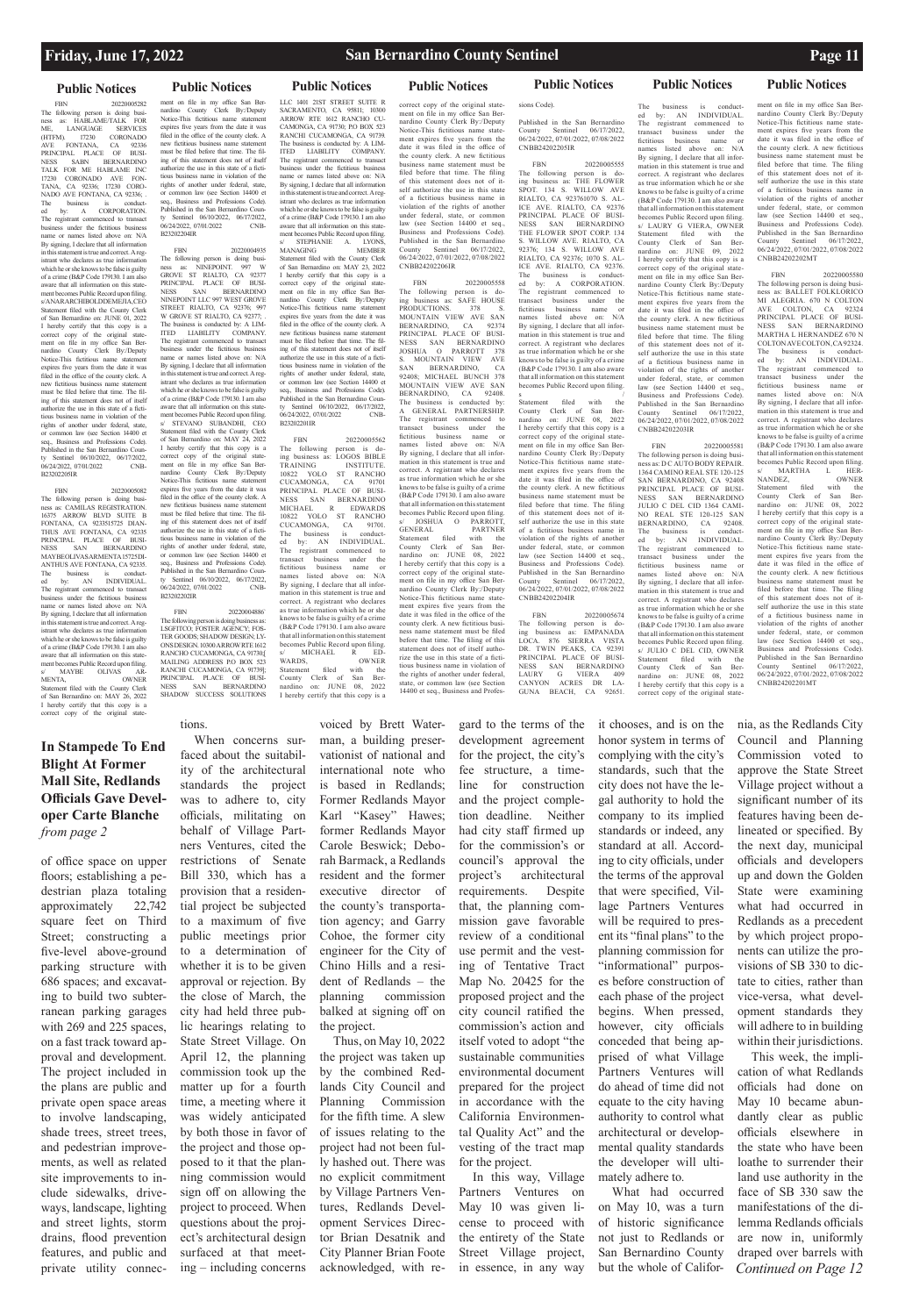## Public Notices

FBN 20220005282
The following person is doing business as: HABLAME/TALK FOR ME, LANGUAGE SERVICES (HTFM). 17230 CORONADO AVE FONTANA, CA 92336
PRINCIPAL PLACE OF BUSINESS SABN BERNARDINO TALK FOR ME HABLAME INC 17230 CORONADO AVE FONTANA, CA 92336; 17230 CORONADO AVE FONTANA, CA 92336; .
The business is conducted by: A CORPORATION.
The registrant commenced to transact business under the fictitious business name or names listed above on: N/A
By signing, I declare that all information in this statement is true and correct. A registrant who declares as true information which he or she knows to be false is guilty of a crime (B&P Code 179130. I am also aware that all information on this statement becomes Public Record upon filing.
s/ANARARCHIBOLDDEMEJIA,CEO
Statement filed with the County Clerk of San Bernardino on: JUNE 01, 2022
I hereby certify that this copy is a correct copy of the original statement on file in my office San Bernardino County Clerk By:/Deputy
Notice-This fictitious name statement expires five years from the date it was filed in the office of the county clerk. A new fictitious business name statement must be filed before that time. The filing of this statement does not of itself authorize the use in this state of a fictitious business name in violation of the rights of another under federal, state, or common law (see Section 14400 et seq., Business and Professions Code).
Published in the San Bernardino County Sentinel 06/10/2022, 06/17/2022, 06/24/2022, 07/01/2022 CNBB23202205IR

FBN 20220005082
The following person is doing business as: CAMILAS REGISTRATION. 16375 ARROW BLVD SUITE B FONTANA, CA 9233515725 DIANTHUS AVE FONTANA, CA 92335
PRINCIPAL PLACE OF BUSINESS SAN BERNARDINO MAYBEOLIVASARMENTA15725DIANTHUS AVE FONTANA, CA 92335.
The business is conducted by: AN INDIVIDUAL.
The registrant commenced to transact business under the fictitious business name or names listed above on: N/A
By signing, I declare that all information in this statement is true and correct. A registrant who declares as true information which he or she knows to be false is guilty of a crime (B&P Code 179130. I am also aware that all information on this statement becomes Public Record upon filing.
s/ MAYBE OLIVAS ARMENTA, OWNER
Statement filed with the County Clerk of San Bernardino on: MAY 26, 2022
I hereby certify that this copy is a correct copy of the original statement on file in my office San Bernardino County Clerk By:/Deputy
Notice-This fictitious name statement expires five years from the date it was filed in the office of the county clerk. A new fictitious business name statement must be filed before that time. The filing of this statement does not of itself authorize the use in this state of a fictitious business name in violation of the rights of another under federal, state, or common law (see Section 14400 et seq., Business and Professions Code).
Published in the San Bernardino County Sentinel 06/10/2022, 06/17/2022, 06/24/2022, 07/01/2022 CNBB23202204IR

FBN 20220004935
The following person is doing business as: NINEPOINT. 997 W GROVE ST RIALTO, CA 92377
PRINCIPAL PLACE OF BUSINESS SAN BERNARDINO NINEPOINT LLC 997 WEST GROVE STREET RIALTO, CA 92376; 997 W GROVE ST RIALTO, CA 92377; .
The business is conducted by: A LIMITED LIABILITY COMPANY.
The registrant commenced to transact business under the fictitious business name or names listed above on: N/A
By signing, I declare that all information in this statement is true and correct. A registrant who declares as true information which he or she knows to be false is guilty of a crime (B&P Code 179130. I am also aware that all information on this statement becomes Public Record upon filing.
s/ STEVANO SUBANDHI, CEO
Statement filed with the County Clerk of San Bernardino on: MAY 24, 2022
I hereby certify that this copy is a correct copy of the original statement on file in my office San Bernardino County Clerk By:/Deputy
Notice-This fictitious name statement expires five years from the date it was filed in the office of the county clerk. A new fictitious business name statement must be filed before that time. The filing of this statement does not of itself authorize the use in this state of a fictitious business name in violation of the rights of another under federal, state, or common law (see Section 14400 et seq., Business and Professions Code).
Published in the San Bernardino County Sentinel 06/10/2022, 06/17/2022, 06/24/2022, 07/01/2022 CNBB23202203IR

FBN 20220004886
The following person is doing business as: LSGFITCO; FOSTER AGENCY; FOSTER GOODS; SHADOW DESIGN; LYONS DESIGN. 10300 ARROW RTE 1612 RANCHO CUCAMONGA, CA 91730[ MAILING ADDRESS PO BOX 523 RANCHI CUCAMONGA, CA 91739];
PRINCIPAL PLACE OF BUSINESS SAN BERNARDINO SHADOW SUCCESS SOLUTIONS LLC 1401 21ST STREET SUITE R SACRAMENTO, CA 95811; 10300 ARROW RTE 1612 RANCHO CUCAMONGA, CA 91730; PO BOX 523 RANCHI CUCAMONGA, CA 91739.
The business is conducted by: A LIMITED LIABILITY COMPANY.
The registrant commenced to transact business under the fictitious business name or names listed above on: N/A
By signing, I declare that all information in this statement is true and correct. A registrant who declares as true information which he or she knows to be false is guilty of a crime (B&P Code 179130. I am also aware that all information on this statement becomes Public Record upon filing.
s/ STEPHANIE A. LYONS, MANAGING MEMBER
Statement filed with the County Clerk of San Bernardino on: MAY 23, 2022
I hereby certify that this copy is a correct copy of the original statement on file in my office San Bernardino County Clerk By:/Deputy
Notice-This fictitious name statement expires five years from the date it was filed in the office of the county clerk. A new fictitious business name statement must be filed before that time. The filing of this statement does not of itself authorize the use in this state of a fictitious business name in violation of the rights of another under federal, state, or common law (see Section 14400 et seq., Business and Professions Code).
Published in the San Bernardino County Sentinel 06/10/2022, 06/17/2022, 06/24/2022, 07/01/2022 CNBB23202201IR

FBN 20220005562
The following person is doing business as: LOGOS BIBLE TRAINING INSTITUTE. 10822 YOLO ST RANCHO CUCAMONGA, CA 91701
PRINCIPAL PLACE OF BUSINESS SAN BERNARDINO MICHAEL R EDWARDS 10822 YOLO ST RANCHO CUCAMONGA, CA 91701.
The business is conducted by: AN INDIVIDUAL.
The registrant commenced to transact business under the fictitious business name or names listed above on: N/A
By signing, I declare that all information in this statement is true and correct. A registrant who declares as true information which he or she knows to be false is guilty of a crime (B&P Code 179130. I am also aware that all information on this statement becomes Public Record upon filing.
s/ MICHAEL R EDWARDS, OWNER
Statement filed with the County Clerk of San Bernardino on: JUNE 08, 2022
I hereby certify that this copy is a correct copy of the original statement on file in my office San Bernardino County Clerk By:/Deputy
Notice-This fictitious name statement expires five years from the date it was filed in the office of the county clerk. A new fictitious business name statement must be filed before that time. The filing of this statement does not of itself authorize the use in this state of a fictitious business name in violation of the rights of another under federal, state, or common law (see Section 14400 et seq., Business and Professions Code).
Published in the San Bernardino County Sentinel 06/17/2022, 06/24/2022, 07/01/2022, 07/08/2022 CNBB24202206IR

FBN 20220005558
The following person is doing business as: SAFE HOUSE PRODUCTIONS. 378 S. MOUNTAIN VIEW AVE SAN BERNARDINO, CA 92374
PRINCIPAL PLACE OF BUSINESS SAN BERNARDINO JOSHUA O PARROTT 378 S. MOUNTAIN VIEW AVE SAN BERNARDINO, CA 92408; MICHAEL BUNCH 378 MOUNTAIN VIEW AVE SAN BERNARDINO, CA 92408.
The business is conducted by: A GENERAL PARTNERSHIP.
The registrant commenced to transact business under the fictitious business name or names listed above on: N/A
By signing, I declare that all information in this statement is true and correct. A registrant who declares as true information which he or she knows to be false is guilty of a crime (B&P Code 179130. I am also aware that all information on this statement becomes Public Record upon filing.
s/ JOSHUA O PARROTT, GENERAL PARTNER
Statement filed with the County Clerk of San Bernardino on: JUNE 08, 2022
I hereby certify that this copy is a correct copy of the original statement on file in my office San Bernardino County Clerk By:/Deputy
Notice-This fictitious name statement expires five years from the date it was filed in the office of the county clerk. A new fictitious business name statement must be filed before that time. The filing of this statement does not of itself authorize the use in this state of a fictitious business name in violation of the rights of another under federal, state, or common law (see Section 14400 et seq., Business and Professions Code).
Published in the San Bernardino County Sentinel 06/17/2022, 06/24/2022, 07/01/2022, 07/08/2022 CNBB24202205IR

FBN 20220005555
The following person is doing business as: THE FLOWER SPOT. 134 S. WILLOW AVE RIALTO, CA 923761070 S. ALICE AVE. RIALTO, CA 92376
PRINCIPAL PLACE OF BUSINESS SAN BERNARDINO THE FLOWER SPOT CORP. 134 S. WILLOW AVE. RIALTO, CA 92376; 134 S. WILLOW AVE RIALTO, CA 92376; 1070 S. ALICE AVE. RIALTO, CA 92376.
The business is conducted by: A CORPORATION.
The registrant commenced to transact business under the fictitious business name or names listed above on: N/A
By signing, I declare that all information in this statement is true and correct. A registrant who declares as true information which he or she knows to be false is guilty of a crime (B&P Code 179130. I am also aware that all information on this statement becomes Public Record upon filing.
s /
Statement filed with the County Clerk of San Bernardino on: JUNE 08, 2022
I hereby certify that this copy is a correct copy of the original statement on file in my office San Bernardino County Clerk By:/Deputy
Notice-This fictitious name statement expires five years from the date it was filed in the office of the county clerk. A new fictitious business name statement must be filed before that time. The filing of this statement does not of itself authorize the use in this state of a fictitious business name in violation of the rights of another under federal, state, or common law (see Section 14400 et seq., Business and Professions Code).
Published in the San Bernardino County Sentinel 06/17/2022, 06/24/2022, 07/01/2022, 07/08/2022 CNBB24202204IR

FBN 20220005674
The following person is doing business as: EMPANADA LOCA. 876 SIERRA VISTA DR. TWIN PEAKS, CA 92391
PRINCIPAL PLACE OF BUSINESS SAN BERNARDINO LAURY G VIERA 409 CANYON ACRES DR LAGUNA BEACH, CA 92651.
The business is conducted by: AN INDIVIDUAL.
The registrant commenced to transact business under the fictitious business name or names listed above on: N/A
By signing, I declare that all information in this statement is true and correct. A registrant who declares as true information which he or she knows to be false is guilty of a crime (B&P Code 179130. I am also aware that all information on this statement becomes Public Record upon filing.
s/ LAURY G VIERA, OWNER
Statement filed with the County Clerk of San Bernardino on: JUNE 09, 2022
I hereby certify that this copy is a correct copy of the original statement on file in my office San Bernardino County Clerk By:/Deputy
Notice-This fictitious name statement expires five years from the date it was filed in the office of the county clerk. A new fictitious business name statement must be filed before that time. The filing of this statement does not of itself authorize the use in this state of a fictitious business name in violation of the rights of another under federal, state, or common law (see Section 14400 et seq., Business and Professions Code).
Published in the San Bernardino County Sentinel 06/17/2022, 06/24/2022, 07/01/2022, 07/08/2022 CNBB24202203IR

FBN 20220005581
The following person is doing business as: D C AUTO BODY REPAIR. 1364 CAMINO REAL STE 120-125 SAN BERNARDINO, CA 92408
PRINCIPAL PLACE OF BUSINESS SAN BERNARDINO JULIO C DEL CID 1364 CAMINO REAL STE 120-125 SAN BERNARDINO, CA 92408.
The business is conducted by: AN INDIVIDUAL.
The registrant commenced to transact business under the fictitious business name or names listed above on: N/A
By signing, I declare that all information in this statement is true and correct. A registrant who declares as true information which he or she knows to be false is guilty of a crime (B&P Code 179130. I am also aware that all information on this statement becomes Public Record upon filing.
s/ JULIO C DEL CID, OWNER
Statement filed with the County Clerk of San Bernardino on: JUNE 08, 2022
I hereby certify that this copy is a correct copy of the original statement on file in my office San Bernardino County Clerk By:/Deputy
Notice-This fictitious name statement expires five years from the date it was filed in the office of the county clerk. A new fictitious business name statement must be filed before that time. The filing of this statement does not of itself authorize the use in this state of a fictitious business name in violation of the rights of another under federal, state, or common law (see Section 14400 et seq., Business and Professions Code).
Published in the San Bernardino County Sentinel 06/17/2022, 06/24/2022, 07/01/2022, 07/08/2022 CNBB24202202MT

FBN 20220005580
The following person is doing business as: BALLET FOLKLORICO MI ALEGRIA. 670 N COLTON AVE COLTON, CA 92324
PRINCIPAL PLACE OF BUSINESS SAN BERNARDINO MARTHA L HERNANDEZ 670 N COLTON AVE COLTON, CA 92324.
The business is conducted by: AN INDIVIDUAL.
The registrant commenced to transact business under the fictitious business name or names listed above on: N/A
By signing, I declare that all information in this statement is true and correct. A registrant who declares as true information which he or she knows to be false is guilty of a crime (B&P Code 179130. I am also aware that all information on this statement becomes Public Record upon filing.
s/ MARTHA L HERNANDEZ, OWNER
Statement filed with the County Clerk of San Bernardino on: JUNE 08, 2022
I hereby certify that this copy is a correct copy of the original statement on file in my office San Bernardino County Clerk By:/Deputy
Notice-This fictitious name statement expires five years from the date it was filed in the office of the county clerk. A new fictitious business name statement must be filed before that time. The filing of this statement does not of itself authorize the use in this state of a fictitious business name in violation of the rights of another under federal, state, or common law (see Section 14400 et seq., Business and Professions Code).
Published in the San Bernardino County Sentinel 06/17/2022, 06/24/2022, 07/01/2022, 07/08/2022 CNBB24202201MT

## In Stampede To End Blight At Former Mall Site, Redlands Officials Gave Developer Carte Blanche

*from page 2*

of office space on upper floors; establishing a pedestrian plaza totaling approximately 22,742 square feet on Third Street; constructing a five-level above-ground parking structure with 686 spaces; and excavating to build two subterranean parking garages with 269 and 225 spaces, on a fast track toward approval and development. The project included in the plans are public and private open space areas to involve landscaping, shade trees, street trees, and pedestrian improvements, as well as related site improvements to include sidewalks, driveways, landscape, lighting and street lights, storm drains, flood prevention features, and public and private utility connections.

When concerns surfaced about the suitability of the architectural standards the project was to adhere to, city officials, militating on behalf of Village Partners Ventures, cited the restrictions of Senate Bill 330, which has a provision that a residential project be subjected to a maximum of five public meetings prior to a determination of whether it is to be given approval or rejection. By the close of March, the city had held three public hearings relating to State Street Village. On April 12, the planning commission took up the matter up for a fourth time, a meeting where it was widely anticipated by both those in favor of the project and those opposed to it that the planning commission would sign off on allowing the project to proceed. When questions about the project's architectural design surfaced at that meeting – including concerns voiced by Brett Waterman, a building preservationist of national and international note who is based in Redlands; Former Redlands Mayor Karl "Kasey" Hawes; former Redlands Mayor Carole Beswick; Deborah Barmack, a Redlands resident and the former executive director of the county's transportation agency; and Garry Cohoe, the former city engineer for the City of Chino Hills and a resident of Redlands – the planning commission balked at signing off on the project.

Thus, on May 10, 2022 the project was taken up by the combined Redlands City Council and Planning Commission for the fifth time. A slew of issues relating to the project had not been fully hashed out. There was no explicit commitment by Village Partners Ventures, Redlands Development Services Director Brian Desatnik and City Planner Brian Foote acknowledged, with regard to the terms of the development agreement for the project, the city's fee structure, a timeline for construction and the project completion deadline. Neither had city staff firmed up for the commission's or council's approval the project's architectural requirements. Despite that, the planning commission gave favorable review of a conditional use permit and the vesting of Tentative Tract Map No. 20425 for the proposed project and the city council ratified the commission's action and itself voted to adopt "the sustainable communities environmental document prepared for the project in accordance with the California Environmental Quality Act" and the vesting of the tract map for the project.

In this way, Village Partners Ventures on May 10 was given license to proceed with the entirety of the State Street Village project, in essence, in any way it chooses, and is on the honor system in terms of complying with the city's standards, such that the city does not have the legal authority to hold the company to its implied standards or indeed, any standard at all. According to city officials, under the terms of the approval that were specified, Village Partners Ventures will be required to present its "final plans" to the planning commission for "informational" purposes before construction of each phase of the project begins. When pressed, however, city officials conceded that being apprised of what Village Partners Ventures will do ahead of time did not equate to the city having authority to control what architectural or developmental quality standards the developer will ultimately adhere to.

What had occurred on May 10, was a turn of historic significance not just to Redlands or San Bernardino County but the whole of California, as the Redlands City Council and Planning Commission voted to approve the State Street Village project without a significant number of its features having been delineated or specified. By the next day, municipal officials and developers up and down the Golden State were examining what had occurred in Redlands as a precedent by which project proponents can utilize the provisions of SB 330 to dictate to cities, rather than vice-versa, what development standards they will adhere to in building within their jurisdictions.

This week, the implication of what Redlands officials had done on May 10 became abundantly clear as public officials elsewhere in the state who have been loathe to surrender their land use authority in the face of SB 330 saw the manifestations of the dilemma Redlands officials are now in, uniformly draped over barrels with

*Continued on Page 12*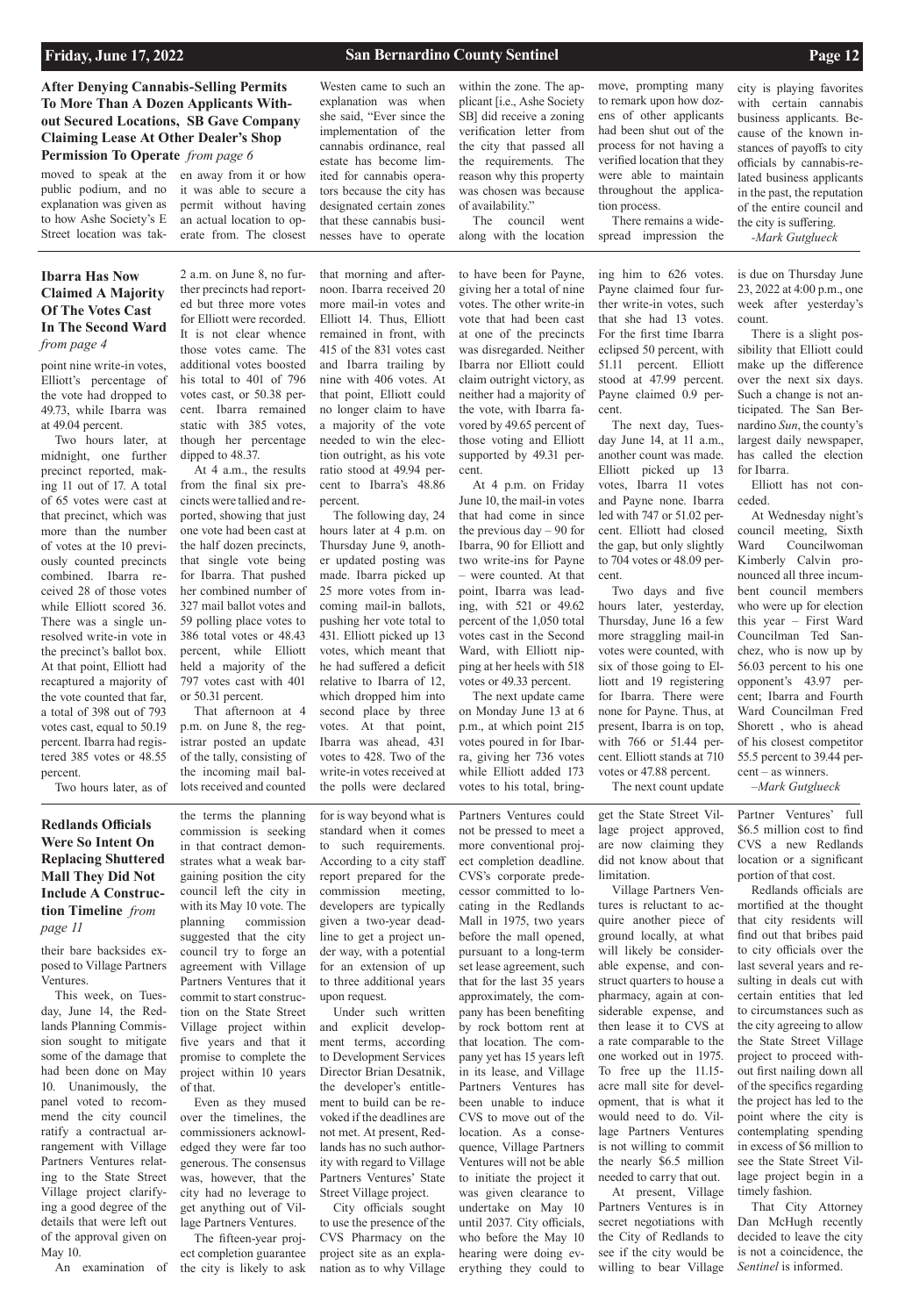## After Denying Cannabis-Selling Permits To More Than A Dozen Applicants Without Secured Locations, SB Gave Company Claiming Lease At Other Dealer's Shop Permission To Operate *from page 6*

moved to speak at the public podium, and no explanation was given as to how Ashe Society's E Street location was taken away from it or how it was able to secure a permit without having an actual location to operate from. The closest Westen came to such an explanation was when she said, "Ever since the implementation of the cannabis ordinance, real estate has become limited for cannabis operators because the city has designated certain zones that these cannabis businesses have to operate within the zone. The applicant [i.e., Ashe Society SB] did receive a zoning verification letter from the city that passed all the requirements. The reason why this property was chosen was because of availability."

The council went along with the location move, prompting many to remark upon how dozens of other applicants had been shut out of the process for not having a verified location that they were able to maintain throughout the application process.

There remains a widespread impression the city is playing favorites with certain cannabis business applicants. Because of the known instances of payoffs to city officials by cannabis-related business applicants in the past, the reputation of the entire council and the city is suffering.

*-Mark Gutglueck*

## Ibarra Has Now Claimed A Majority Of The Votes Cast In The Second Ward *from page 4*

point nine write-in votes, Elliott's percentage of the vote had dropped to 49.73, while Ibarra was at 49.04 percent.

Two hours later, at midnight, one further precinct reported, making 11 out of 17. A total of 65 votes were cast at that precinct, which was more than the number of votes at the 10 previously counted precincts combined. Ibarra received 28 of those votes while Elliott scored 36. There was a single unresolved write-in vote in the precinct's ballot box. At that point, Elliott had recaptured a majority of the vote counted that far, a total of 398 out of 793 votes cast, equal to 50.19 percent. Ibarra had registered 385 votes or 48.55 percent.

Two hours later, as of 2 a.m. on June 8, no further precincts had reported but three more votes for Elliott were recorded. It is not clear whence those votes came. The additional votes boosted his total to 401 of 796 votes cast, or 50.38 percent. Ibarra remained static with 385 votes, though her percentage dipped to 48.37.

At 4 a.m., the results from the final six precincts were tallied and reported, showing that just one vote had been cast at the half dozen precincts, that single vote being for Ibarra. That pushed her combined number of 327 mail ballot votes and 59 polling place votes to 386 total votes or 48.43 percent, while Elliott held a majority of the 797 votes cast with 401 or 50.31 percent.

That afternoon at 4 p.m. on June 8, the registrar posted an update of the tally, consisting of the incoming mail ballots received and counted that morning and afternoon. Ibarra received 20 more mail-in votes and Elliott 14. Thus, Elliott remained in front, with 415 of the 831 votes cast and Ibarra trailing by nine with 406 votes. At that point, Elliott could no longer claim to have a majority of the vote needed to win the election outright, as his vote ratio stood at 49.94 percent to Ibarra's 48.86 percent.

The following day, 24 hours later at 4 p.m. on Thursday June 9, another updated posting was made. Ibarra picked up 25 more votes from incoming mail-in ballots, pushing her vote total to 431. Elliott picked up 13 votes, which meant that he had suffered a deficit relative to Ibarra of 12, which dropped him into second place by three votes. At that point, Ibarra was ahead, 431 votes to 428. Two of the write-in votes received at the polls were declared to have been for Payne, giving her a total of nine votes. The other write-in vote that had been cast at one of the precincts was disregarded. Neither Ibarra nor Elliott could claim outright victory, as neither had a majority of the vote, with Ibarra favored by 49.65 percent of those voting and Elliott supported by 49.31 percent.

At 4 p.m. on Friday June 10, the mail-in votes that had come in since the previous day – 90 for Ibarra, 90 for Elliott and two write-ins for Payne – were counted. At that point, Ibarra was leading, with 521 or 49.62 percent of the 1,050 total votes cast in the Second Ward, with Elliott nipping at her heels with 518 votes or 49.33 percent.

The next update came on Monday June 13 at 6 p.m., at which point 215 votes poured in for Ibarra, giving her 736 votes while Elliott added 173 votes to his total, bringing him to 626 votes. Payne claimed four further write-in votes, such that she had 13 votes. For the first time Ibarra eclipsed 50 percent, with 51.11 percent. Elliott stood at 47.99 percent. Payne claimed 0.9 percent.

The next day, Tuesday June 14, at 11 a.m., another count was made. Elliott picked up 13 votes, Ibarra 11 votes and Payne none. Ibarra led with 747 or 51.02 percent. Elliott had closed the gap, but only slightly to 704 votes or 48.09 percent.

Two days and five hours later, yesterday, Thursday, June 16 a few more straggling mail-in votes were counted, with six of those going to Elliott and 19 registering for Ibarra. There were none for Payne. Thus, at present, Ibarra is on top, with 766 or 51.44 percent. Elliott stands at 710 votes or 47.88 percent.

The next count update is due on Thursday June 23, 2022 at 4:00 p.m., one week after yesterday's count.

There is a slight possibility that Elliott could make up the difference over the next six days. Such a change is not anticipated. The San Bernardino *Sun*, the county's largest daily newspaper, has called the election for Ibarra.

Elliott has not conceded.

At Wednesday night's council meeting, Sixth Ward Councilwoman Kimberly Calvin pronounced all three incumbent council members who were up for election this year – First Ward Councilman Ted Sanchez, who is now up by 56.03 percent to his one opponent's 43.97 percent; Ibarra and Fourth Ward Councilman Fred Shorett , who is ahead of his closest competitor 55.5 percent to 39.44 percent – as winners.

*–Mark Gutglueck*

## Redlands Officials Were So Intent On Replacing Shuttered Mall They Did Not Include A Construction Timeline *from page 11*

their bare backsides exposed to Village Partners Ventures.

This week, on Tuesday, June 14, the Redlands Planning Commission sought to mitigate some of the damage that had been done on May 10. Unanimously, the panel voted to recommend the city council ratify a contractual arrangement with Village Partners Ventures relating to the State Street Village project clarifying a good degree of the details that were left out of the approval given on May 10.

An examination of the terms the planning commission is seeking in that contract demonstrates what a weak bargaining position the city council left the city in with its May 10 vote. The planning commission suggested that the city council try to forge an agreement with Village Partners Ventures that it commit to start construction on the State Street Village project within five years and that it promise to complete the project within 10 years of that.

Even as they mused over the timelines, the commissioners acknowledged they were far too generous. The consensus was, however, that the city had no leverage to get anything out of Village Partners Ventures.

The fifteen-year project completion guarantee the city is likely to ask for is way beyond what is standard when it comes to such requirements. According to a city staff report prepared for the commission meeting, developers are typically given a two-year deadline to get a project under way, with a potential for an extension of up to three additional years upon request.

Under such written and explicit development terms, according to Development Services Director Brian Desatnik, the developer's entitlement to build can be revoked if the deadlines are not met. At present, Redlands has no such authority with regard to Village Partners Ventures' State Street Village project.

City officials sought to use the presence of the CVS Pharmacy on the project site as an explanation as to why Village Partners Ventures could not be pressed to meet a more conventional project completion deadline. CVS's corporate predecessor committed to locating in the Redlands Mall in 1975, two years before the mall opened, pursuant to a long-term set lease agreement, such that for the last 35 years approximately, the company has been benefiting by rock bottom rent at that location. The company yet has 15 years left in its lease, and Village Partners Ventures has been unable to induce CVS to move out of the location. As a consequence, Village Partners Ventures will not be able to initiate the project it was given clearance to undertake on May 10 until 2037. City officials, who before the May 10 hearing were doing everything they could to get the State Street Village project approved, are now claiming they did not know about that limitation.

Village Partners Ventures is reluctant to acquire another piece of ground locally, at what will likely be considerable expense, and construct quarters to house a pharmacy, again at considerable expense, and then lease it to CVS at a rate comparable to the one worked out in 1975. To free up the 11.15-acre mall site for development, that is what it would need to do. Village Partners Ventures is not willing to commit the nearly $6.5 million needed to carry that out.

At present, Village Partners Ventures is in secret negotiations with the City of Redlands to see if the city would be willing to bear Village Partner Ventures' full $6.5 million cost to find CVS a new Redlands location or a significant portion of that cost.

Redlands officials are mortified at the thought that city residents will find out that bribes paid to city officials over the last several years and resulting in deals cut with certain entities that led to circumstances such as the city agreeing to allow the State Street Village project to proceed without first nailing down all of the specifics regarding the project has led to the point where the city is contemplating spending in excess of $6 million to see the State Street Village project begin in a timely fashion.

That City Attorney Dan McHugh recently decided to leave the city is not a coincidence, the *Sentinel* is informed.